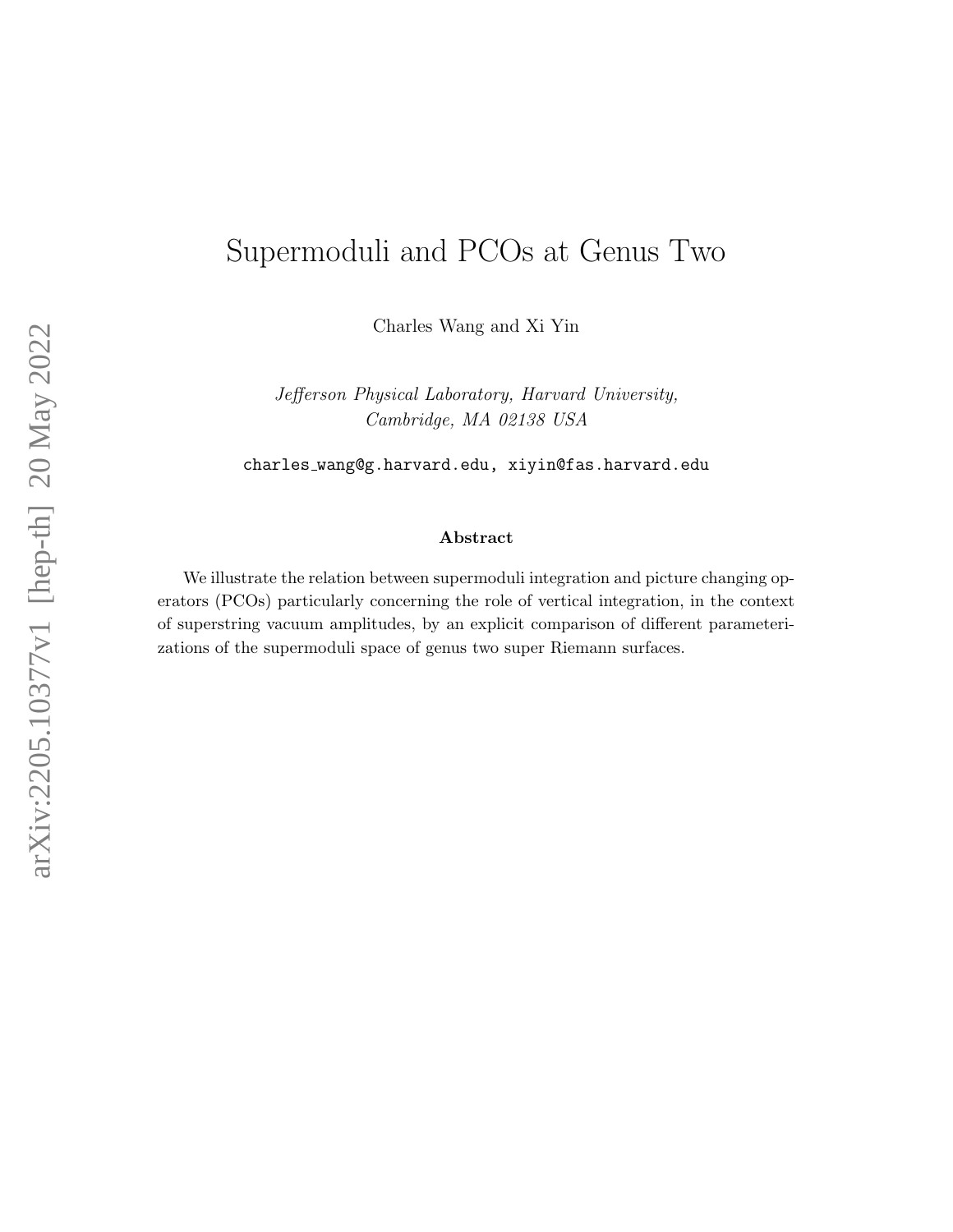# Supermoduli and PCOs at Genus Two

Charles Wang and Xi Yin

*Jefferson Physical Laboratory, Harvard University,*
*Cambridge, MA 02138 USA*

charles_wang@g.harvard.edu, xiyin@fas.harvard.edu

### Abstract

We illustrate the relation between supermoduli integration and picture changing operators (PCOs) particularly concerning the role of vertical integration, in the context of superstring vacuum amplitudes, by an explicit comparison of different parameterizations of the supermoduli space of genus two super Riemann surfaces.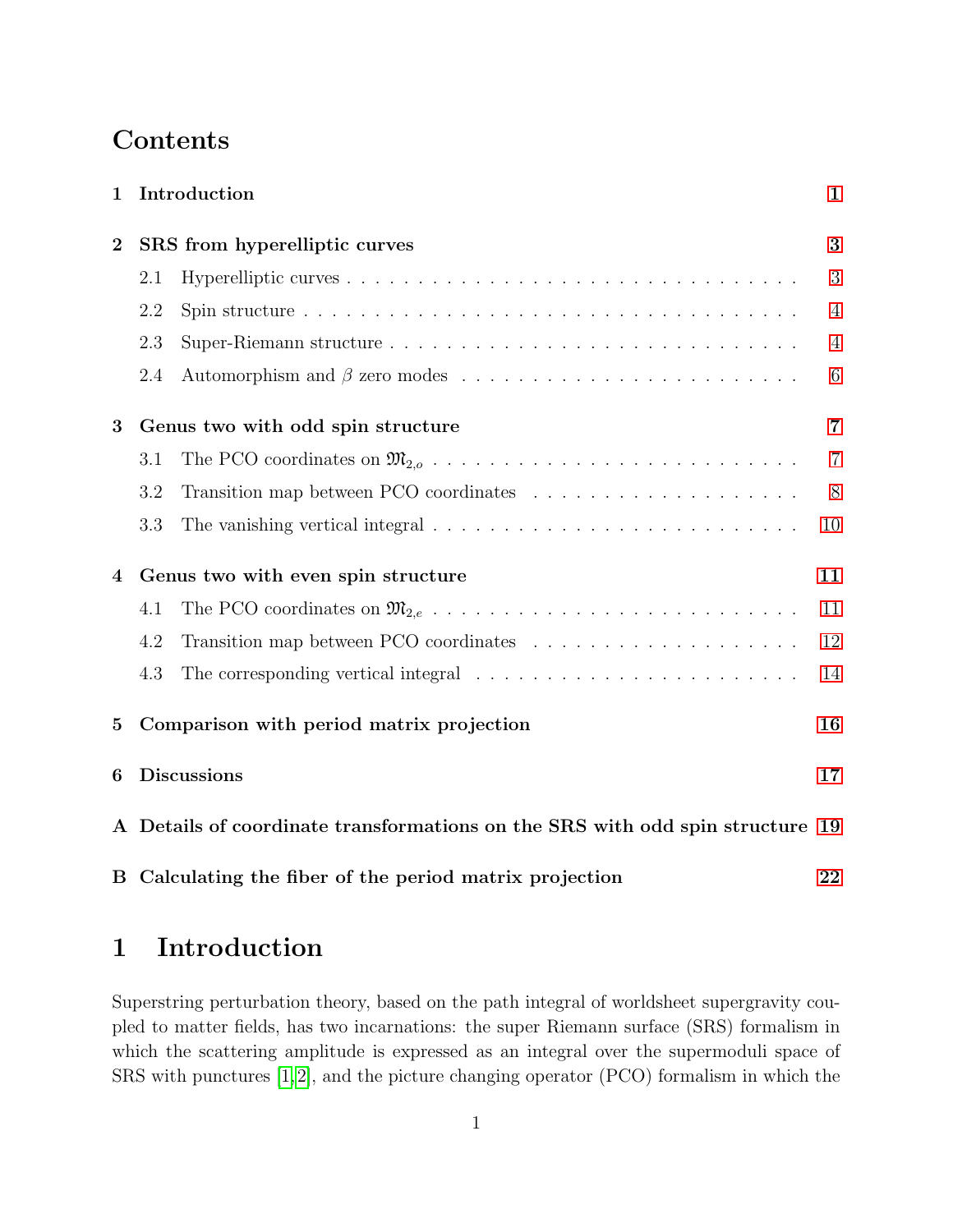# Contents

1 Introduction 1

2 SRS from hyperelliptic curves 3
- 2.1 Hyperelliptic curves 3
- 2.2 Spin structure 4
- 2.3 Super-Riemann structure 4
- 2.4 Automorphism and $\beta$ zero modes 6

3 Genus two with odd spin structure 7
- 3.1 The PCO coordinates on $\mathfrak{M}_{2,o}$ 7
- 3.2 Transition map between PCO coordinates 8
- 3.3 The vanishing vertical integral 10

4 Genus two with even spin structure 11
- 4.1 The PCO coordinates on $\mathfrak{M}_{2,e}$ 11
- 4.2 Transition map between PCO coordinates 12
- 4.3 The corresponding vertical integral 14

5 Comparison with period matrix projection 16

6 Discussions 17

A Details of coordinate transformations on the SRS with odd spin structure 19

B Calculating the fiber of the period matrix projection 22

# 1 Introduction

Superstring perturbation theory, based on the path integral of worldsheet supergravity coupled to matter fields, has two incarnations: the super Riemann surface (SRS) formalism in which the scattering amplitude is expressed as an integral over the supermoduli space of SRS with punctures [1,2], and the picture changing operator (PCO) formalism in which the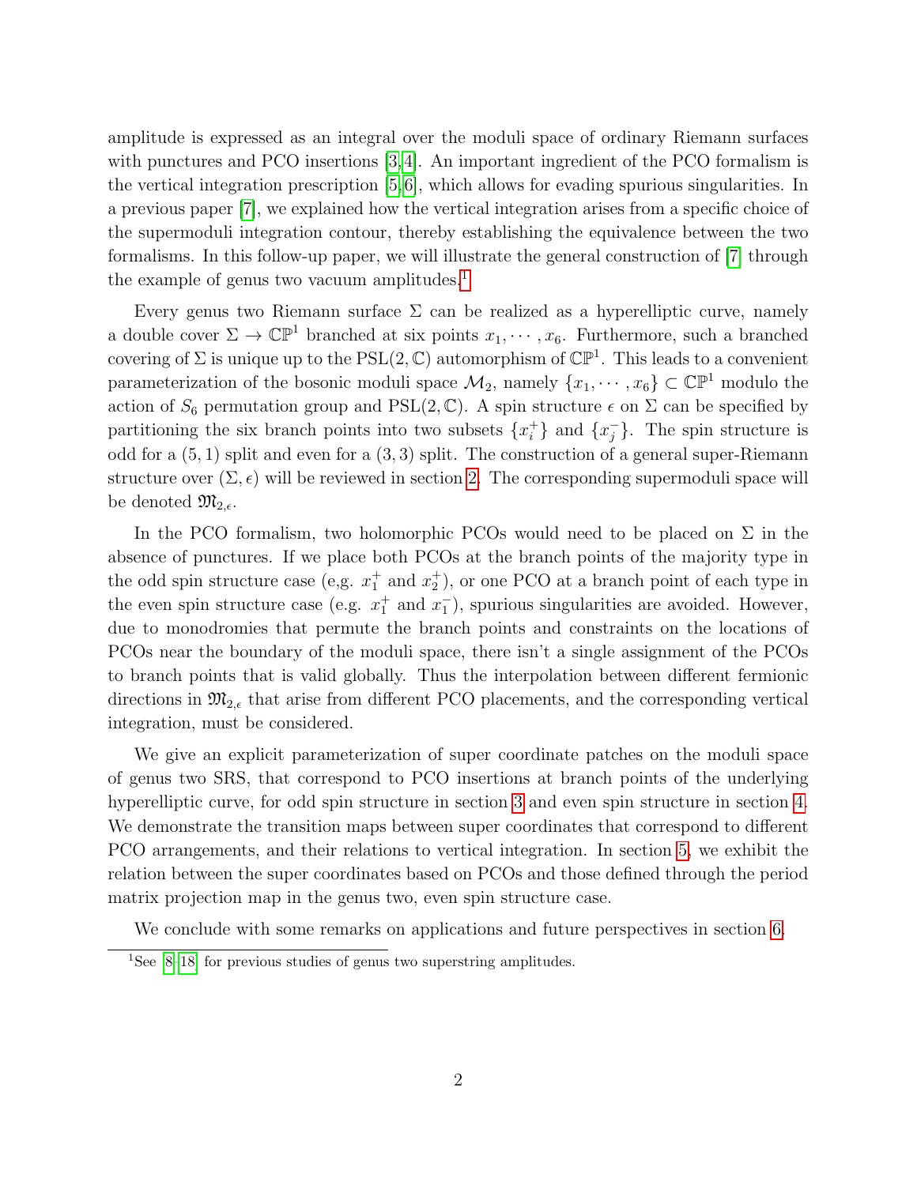amplitude is expressed as an integral over the moduli space of ordinary Riemann surfaces with punctures and PCO insertions [3,4]. An important ingredient of the PCO formalism is the vertical integration prescription [5,6], which allows for evading spurious singularities. In a previous paper [7], we explained how the vertical integration arises from a specific choice of the supermoduli integration contour, thereby establishing the equivalence between the two formalisms. In this follow-up paper, we will illustrate the general construction of [7] through the example of genus two vacuum amplitudes.[1]

Every genus two Riemann surface $\Sigma$ can be realized as a hyperelliptic curve, namely a double cover $\Sigma \to \mathbb{CP}^1$ branched at six points $x_1, \cdots, x_6$. Furthermore, such a branched covering of $\Sigma$ is unique up to the $\mathrm{PSL}(2,\mathbb{C})$ automorphism of $\mathbb{CP}^1$. This leads to a convenient parameterization of the bosonic moduli space $\mathcal{M}_2$, namely $\{x_1, \cdots, x_6\} \subset \mathbb{CP}^1$ modulo the action of $S_6$ permutation group and $\mathrm{PSL}(2,\mathbb{C})$. A spin structure $\epsilon$ on $\Sigma$ can be specified by partitioning the six branch points into two subsets $\{x_i^+\}$ and $\{x_j^-\}$. The spin structure is odd for a $(5,1)$ split and even for a $(3,3)$ split. The construction of a general super-Riemann structure over $(\Sigma, \epsilon)$ will be reviewed in section 2. The corresponding supermoduli space will be denoted $\mathfrak{M}_{2,\epsilon}$.

In the PCO formalism, two holomorphic PCOs would need to be placed on $\Sigma$ in the absence of punctures. If we place both PCOs at the branch points of the majority type in the odd spin structure case (e,g. $x_1^+$ and $x_2^+$), or one PCO at a branch point of each type in the even spin structure case (e.g. $x_1^+$ and $x_1^-$), spurious singularities are avoided. However, due to monodromies that permute the branch points and constraints on the locations of PCOs near the boundary of the moduli space, there isn't a single assignment of the PCOs to branch points that is valid globally. Thus the interpolation between different fermionic directions in $\mathfrak{M}_{2,\epsilon}$ that arise from different PCO placements, and the corresponding vertical integration, must be considered.

We give an explicit parameterization of super coordinate patches on the moduli space of genus two SRS, that correspond to PCO insertions at branch points of the underlying hyperelliptic curve, for odd spin structure in section 3 and even spin structure in section 4. We demonstrate the transition maps between super coordinates that correspond to different PCO arrangements, and their relations to vertical integration. In section 5, we exhibit the relation between the super coordinates based on PCOs and those defined through the period matrix projection map in the genus two, even spin structure case.

We conclude with some remarks on applications and future perspectives in section 6.

[1] See [8–18] for previous studies of genus two superstring amplitudes.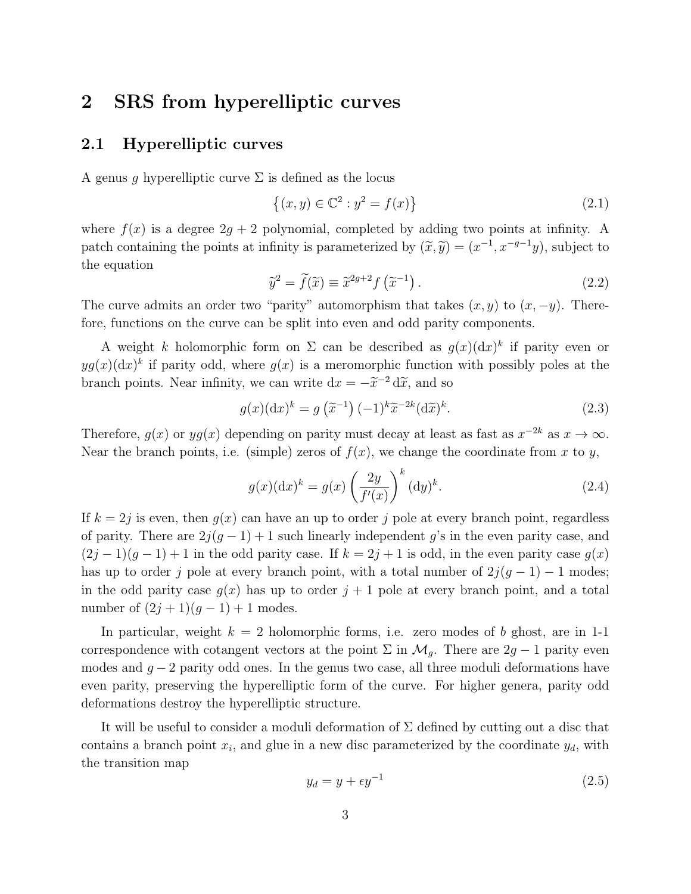# 2 SRS from hyperelliptic curves

## 2.1 Hyperelliptic curves

A genus $g$ hyperelliptic curve $\Sigma$ is defined as the locus

$$\left\{(x, y) \in \mathbb{C}^2 : y^2 = f(x)\right\} \tag{2.1}$$

where $f(x)$ is a degree $2g+2$ polynomial, completed by adding two points at infinity. A patch containing the points at infinity is parameterized by $(\widetilde{x}, \widetilde{y}) = (x^{-1}, x^{-g-1}y)$, subject to the equation

$$\widetilde{y}^2 = \widetilde{f}(\widetilde{x}) \equiv \widetilde{x}^{2g+2} f\left(\widetilde{x}^{-1}\right). \tag{2.2}$$

The curve admits an order two "parity" automorphism that takes $(x, y)$ to $(x, -y)$. Therefore, functions on the curve can be split into even and odd parity components.

A weight $k$ holomorphic form on $\Sigma$ can be described as $g(x)(\mathrm{d}x)^k$ if parity even or $yg(x)(\mathrm{d}x)^k$ if parity odd, where $g(x)$ is a meromorphic function with possibly poles at the branch points. Near infinity, we can write $\mathrm{d}x = -\widetilde{x}^{-2}\,\mathrm{d}\widetilde{x}$, and so

$$g(x)(\mathrm{d}x)^k = g\left(\widetilde{x}^{-1}\right)(-1)^k \widetilde{x}^{-2k}(\mathrm{d}\widetilde{x})^k. \tag{2.3}$$

Therefore, $g(x)$ or $yg(x)$ depending on parity must decay at least as fast as $x^{-2k}$ as $x \to \infty$. Near the branch points, i.e. (simple) zeros of $f(x)$, we change the coordinate from $x$ to $y$,

$$g(x)(\mathrm{d}x)^k = g(x)\left(\frac{2y}{f'(x)}\right)^k (\mathrm{d}y)^k. \tag{2.4}$$

If $k = 2j$ is even, then $g(x)$ can have an up to order $j$ pole at every branch point, regardless of parity. There are $2j(g-1)+1$ such linearly independent $g$'s in the even parity case, and $(2j-1)(g-1)+1$ in the odd parity case. If $k = 2j+1$ is odd, in the even parity case $g(x)$ has up to order $j$ pole at every branch point, with a total number of $2j(g-1)-1$ modes; in the odd parity case $g(x)$ has up to order $j+1$ pole at every branch point, and a total number of $(2j+1)(g-1)+1$ modes.

In particular, weight $k = 2$ holomorphic forms, i.e. zero modes of $b$ ghost, are in 1-1 correspondence with cotangent vectors at the point $\Sigma$ in $\mathcal{M}_g$. There are $2g-1$ parity even modes and $g-2$ parity odd ones. In the genus two case, all three moduli deformations have even parity, preserving the hyperelliptic form of the curve. For higher genera, parity odd deformations destroy the hyperelliptic structure.

It will be useful to consider a moduli deformation of $\Sigma$ defined by cutting out a disc that contains a branch point $x_i$, and glue in a new disc parameterized by the coordinate $y_d$, with the transition map

$$y_d = y + \epsilon y^{-1} \tag{2.5}$$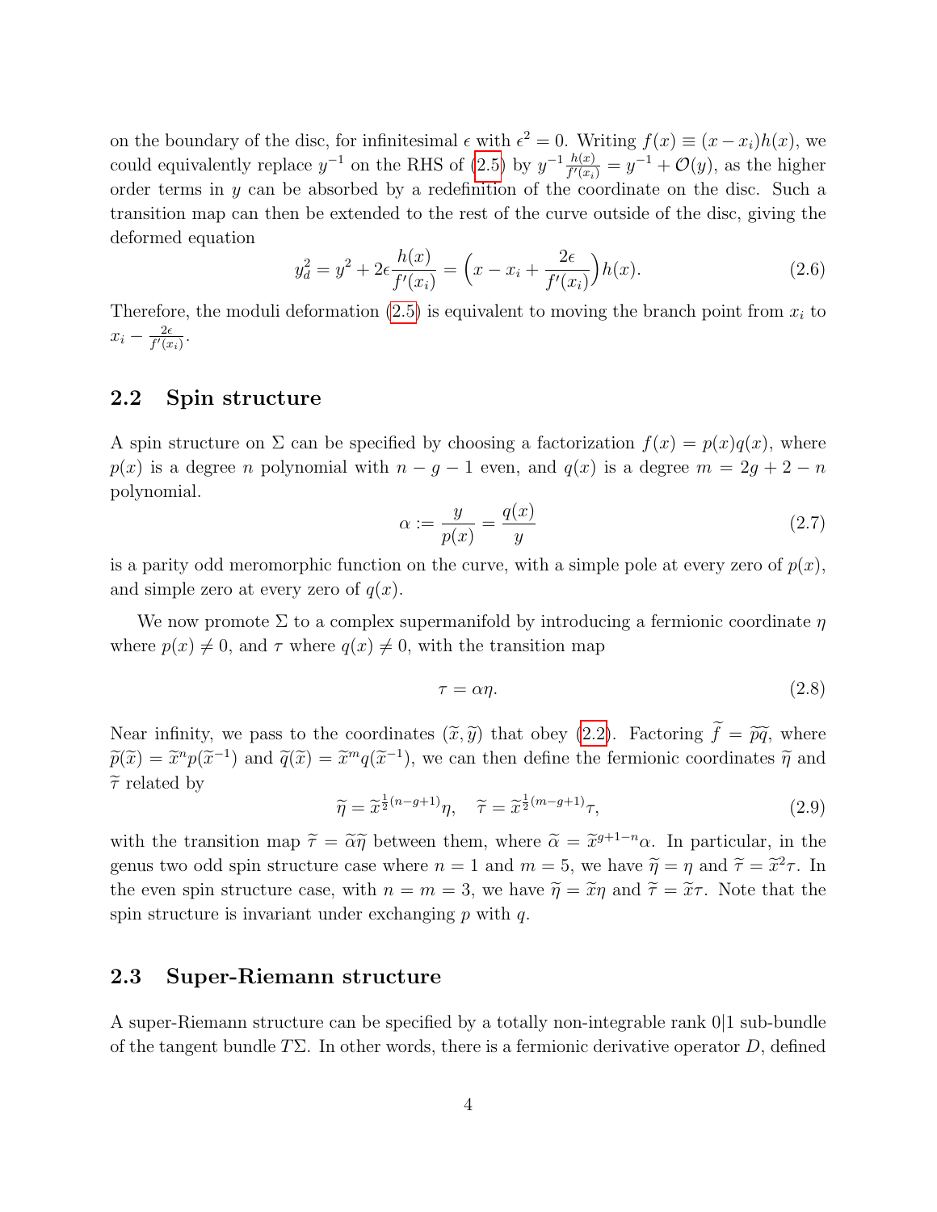on the boundary of the disc, for infinitesimal $\epsilon$ with $\epsilon^2 = 0$. Writing $f(x) \equiv (x - x_i)h(x)$, we could equivalently replace $y^{-1}$ on the RHS of (2.5) by $y^{-1}\frac{h(x)}{f'(x_i)} = y^{-1} + \mathcal{O}(y)$, as the higher order terms in $y$ can be absorbed by a redefinition of the coordinate on the disc. Such a transition map can then be extended to the rest of the curve outside of the disc, giving the deformed equation

$$y_d^2 = y^2 + 2\epsilon \frac{h(x)}{f'(x_i)} = \Big(x - x_i + \frac{2\epsilon}{f'(x_i)}\Big)h(x). \tag{2.6}$$

Therefore, the moduli deformation (2.5) is equivalent to moving the branch point from $x_i$ to $x_i - \frac{2\epsilon}{f'(x_i)}$.

## 2.2 Spin structure

A spin structure on $\Sigma$ can be specified by choosing a factorization $f(x) = p(x)q(x)$, where $p(x)$ is a degree $n$ polynomial with $n - g - 1$ even, and $q(x)$ is a degree $m = 2g + 2 - n$ polynomial.

$$\alpha := \frac{y}{p(x)} = \frac{q(x)}{y} \tag{2.7}$$

is a parity odd meromorphic function on the curve, with a simple pole at every zero of $p(x)$, and simple zero at every zero of $q(x)$.

We now promote $\Sigma$ to a complex supermanifold by introducing a fermionic coordinate $\eta$ where $p(x) \neq 0$, and $\tau$ where $q(x) \neq 0$, with the transition map

$$\tau = \alpha\eta. \tag{2.8}$$

Near infinity, we pass to the coordinates $(\widetilde{x}, \widetilde{y})$ that obey (2.2). Factoring $\widetilde{f} = \widetilde{p}\widetilde{q}$, where $\widetilde{p}(\widetilde{x}) = \widetilde{x}^n p(\widetilde{x}^{-1})$ and $\widetilde{q}(\widetilde{x}) = \widetilde{x}^m q(\widetilde{x}^{-1})$, we can then define the fermionic coordinates $\widetilde{\eta}$ and $\widetilde{\tau}$ related by

$$\widetilde{\eta} = \widetilde{x}^{\frac{1}{2}(n-g+1)}\eta, \quad \widetilde{\tau} = \widetilde{x}^{\frac{1}{2}(m-g+1)}\tau, \tag{2.9}$$

with the transition map $\widetilde{\tau} = \widetilde{\alpha}\widetilde{\eta}$ between them, where $\widetilde{\alpha} = \widetilde{x}^{g+1-n}\alpha$. In particular, in the genus two odd spin structure case where $n = 1$ and $m = 5$, we have $\widetilde{\eta} = \eta$ and $\widetilde{\tau} = \widetilde{x}^2\tau$. In the even spin structure case, with $n = m = 3$, we have $\widetilde{\eta} = \widetilde{x}\eta$ and $\widetilde{\tau} = \widetilde{x}\tau$. Note that the spin structure is invariant under exchanging $p$ with $q$.

## 2.3 Super-Riemann structure

A super-Riemann structure can be specified by a totally non-integrable rank 0|1 sub-bundle of the tangent bundle $T\Sigma$. In other words, there is a fermionic derivative operator $D$, defined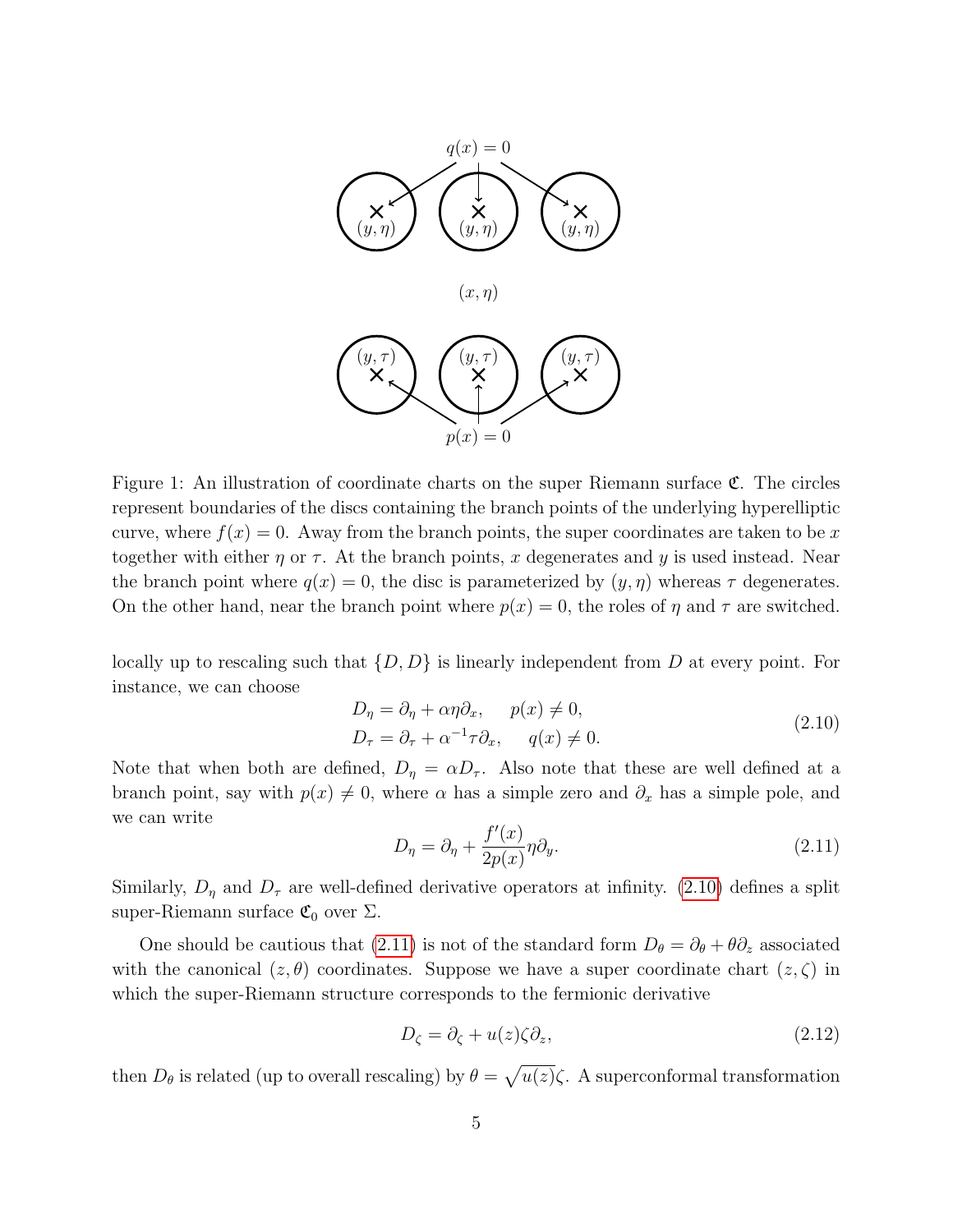Figure 1: An illustration of coordinate charts on the super Riemann surface $\mathfrak{C}$. The circles represent boundaries of the discs containing the branch points of the underlying hyperelliptic curve, where $f(x) = 0$. Away from the branch points, the super coordinates are taken to be $x$ together with either $\eta$ or $\tau$. At the branch points, $x$ degenerates and $y$ is used instead. Near the branch point where $q(x) = 0$, the disc is parameterized by $(y, \eta)$ whereas $\tau$ degenerates. On the other hand, near the branch point where $p(x) = 0$, the roles of $\eta$ and $\tau$ are switched.

locally up to rescaling such that $\{D, D\}$ is linearly independent from $D$ at every point. For instance, we can choose

$$
\begin{aligned}
D_\eta &= \partial_\eta + \alpha \eta \partial_x, \qquad p(x) \neq 0, \\
D_\tau &= \partial_\tau + \alpha^{-1} \tau \partial_x, \qquad q(x) \neq 0.
\end{aligned}
\tag{2.10}
$$

Note that when both are defined, $D_\eta = \alpha D_\tau$. Also note that these are well defined at a branch point, say with $p(x) \neq 0$, where $\alpha$ has a simple zero and $\partial_x$ has a simple pole, and we can write

$$
D_\eta = \partial_\eta + \frac{f'(x)}{2p(x)} \eta \partial_y. \tag{2.11}
$$

Similarly, $D_\eta$ and $D_\tau$ are well-defined derivative operators at infinity. (2.10) defines a split super-Riemann surface $\mathfrak{C}_0$ over $\Sigma$.

One should be cautious that (2.11) is not of the standard form $D_\theta = \partial_\theta + \theta \partial_z$ associated with the canonical $(z, \theta)$ coordinates. Suppose we have a super coordinate chart $(z, \zeta)$ in which the super-Riemann structure corresponds to the fermionic derivative

$$
D_\zeta = \partial_\zeta + u(z) \zeta \partial_z, \tag{2.12}
$$

then $D_\theta$ is related (up to overall rescaling) by $\theta = \sqrt{u(z)}\zeta$. A superconformal transformation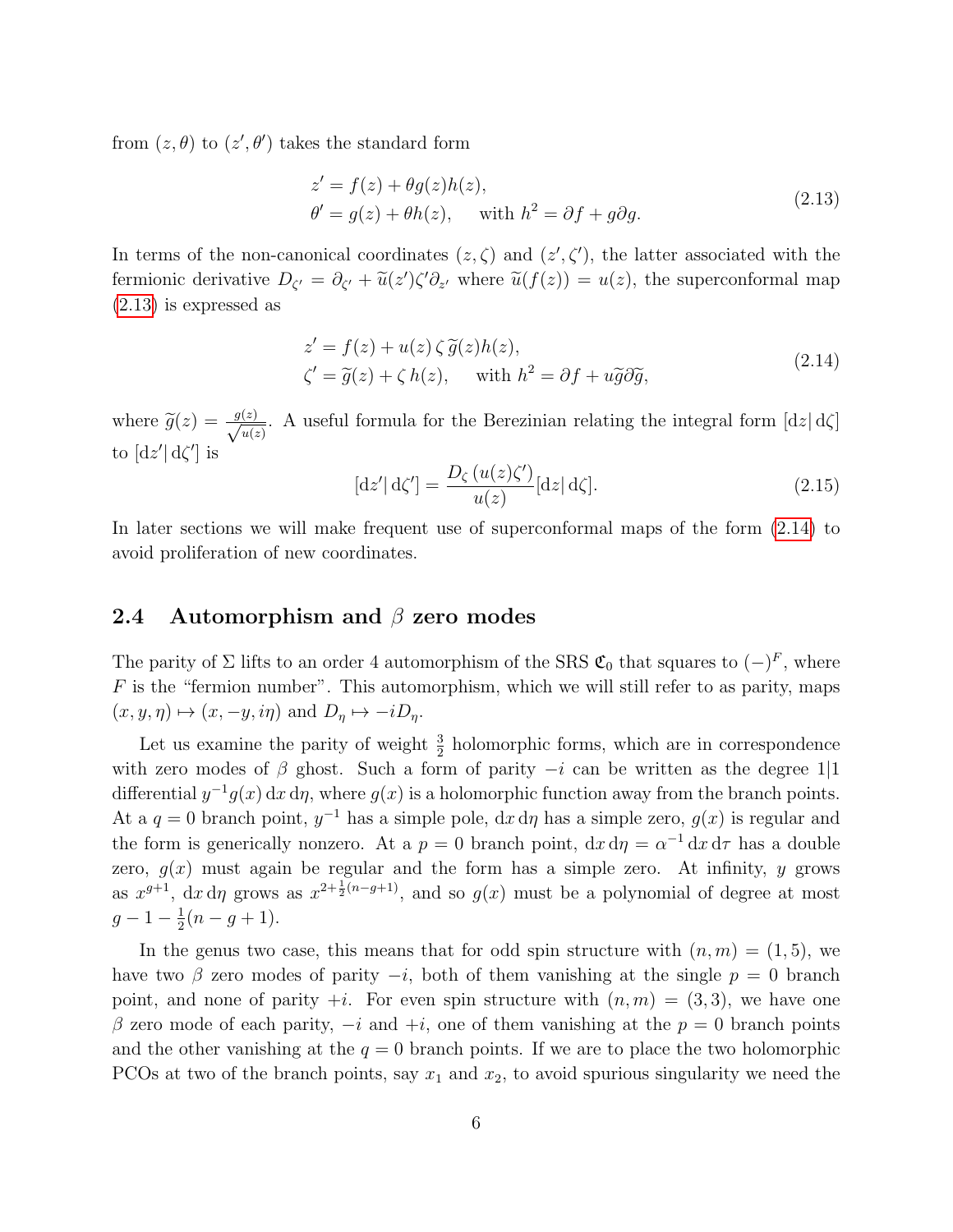from $(z,\theta)$ to $(z',\theta')$ takes the standard form

$$
\begin{aligned}
z' &= f(z) + \theta g(z) h(z), \\
\theta' &= g(z) + \theta h(z), \quad \text{ with } h^2 = \partial f + g \partial g.
\end{aligned}
\tag{2.13}
$$

In terms of the non-canonical coordinates $(z,\zeta)$ and $(z',\zeta')$, the latter associated with the fermionic derivative $D_{\zeta'} = \partial_{\zeta'} + \widetilde{u}(z')\zeta'\partial_{z'}$ where $\widetilde{u}(f(z)) = u(z)$, the superconformal map (2.13) is expressed as

$$
\begin{aligned}
z' &= f(z) + u(z)\,\zeta\,\widetilde{g}(z) h(z), \\
\zeta' &= \widetilde{g}(z) + \zeta\, h(z), \quad \text{ with } h^2 = \partial f + u \widetilde{g} \partial \widetilde{g},
\end{aligned}
\tag{2.14}
$$

where $\widetilde{g}(z) = \frac{g(z)}{\sqrt{u(z)}}$. A useful formula for the Berezinian relating the integral form $[\mathrm{d}z|\,\mathrm{d}\zeta]$ to $[\mathrm{d}z'|\,\mathrm{d}\zeta']$ is

$$
[\mathrm{d}z'|\,\mathrm{d}\zeta'] = \frac{D_\zeta\left(u(z)\zeta'\right)}{u(z)}[\mathrm{d}z|\,\mathrm{d}\zeta].
\tag{2.15}
$$

In later sections we will make frequent use of superconformal maps of the form (2.14) to avoid proliferation of new coordinates.

### 2.4 Automorphism and $\beta$ zero modes

The parity of $\Sigma$ lifts to an order 4 automorphism of the SRS $\mathfrak{C}_0$ that squares to $(-)^F$, where $F$ is the "fermion number". This automorphism, which we will still refer to as parity, maps $(x,y,\eta) \mapsto (x,-y,i\eta)$ and $D_\eta \mapsto -iD_\eta$.

Let us examine the parity of weight $\frac{3}{2}$ holomorphic forms, which are in correspondence with zero modes of $\beta$ ghost. Such a form of parity $-i$ can be written as the degree $1|1$ differential $y^{-1}g(x)\,\mathrm{d}x\,\mathrm{d}\eta$, where $g(x)$ is a holomorphic function away from the branch points. At a $q=0$ branch point, $y^{-1}$ has a simple pole, $\mathrm{d}x\,\mathrm{d}\eta$ has a simple zero, $g(x)$ is regular and the form is generically nonzero. At a $p=0$ branch point, $\mathrm{d}x\,\mathrm{d}\eta = \alpha^{-1}\,\mathrm{d}x\,\mathrm{d}\tau$ has a double zero, $g(x)$ must again be regular and the form has a simple zero. At infinity, $y$ grows as $x^{g+1}$, $\mathrm{d}x\,\mathrm{d}\eta$ grows as $x^{2+\frac{1}{2}(n-g+1)}$, and so $g(x)$ must be a polynomial of degree at most $g-1-\frac{1}{2}(n-g+1)$.

In the genus two case, this means that for odd spin structure with $(n,m)=(1,5)$, we have two $\beta$ zero modes of parity $-i$, both of them vanishing at the single $p=0$ branch point, and none of parity $+i$. For even spin structure with $(n,m)=(3,3)$, we have one $\beta$ zero mode of each parity, $-i$ and $+i$, one of them vanishing at the $p=0$ branch points and the other vanishing at the $q=0$ branch points. If we are to place the two holomorphic PCOs at two of the branch points, say $x_1$ and $x_2$, to avoid spurious singularity we need the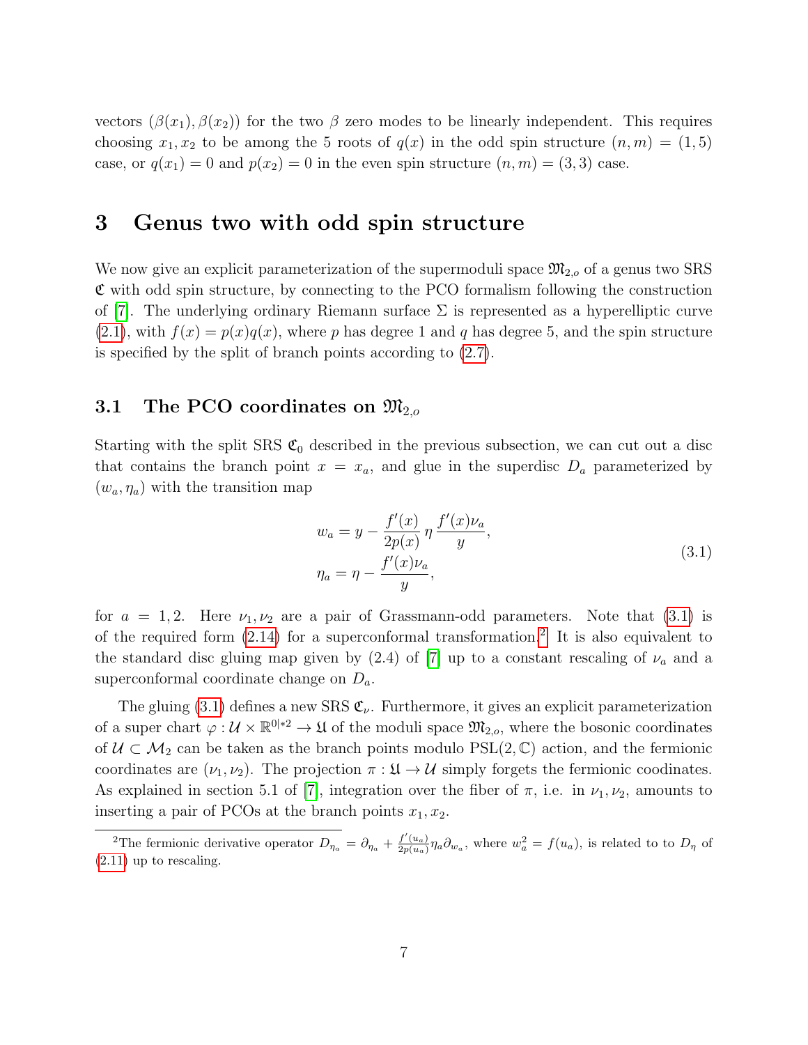vectors $(\beta(x_1), \beta(x_2))$ for the two $\beta$ zero modes to be linearly independent. This requires choosing $x_1, x_2$ to be among the 5 roots of $q(x)$ in the odd spin structure $(n, m) = (1, 5)$ case, or $q(x_1) = 0$ and $p(x_2) = 0$ in the even spin structure $(n, m) = (3, 3)$ case.

# 3 Genus two with odd spin structure

We now give an explicit parameterization of the supermoduli space $\mathfrak{M}_{2,o}$ of a genus two SRS $\mathfrak{C}$ with odd spin structure, by connecting to the PCO formalism following the construction of [7]. The underlying ordinary Riemann surface $\Sigma$ is represented as a hyperelliptic curve (2.1), with $f(x) = p(x)q(x)$, where $p$ has degree 1 and $q$ has degree 5, and the spin structure is specified by the split of branch points according to (2.7).

## 3.1 The PCO coordinates on $\mathfrak{M}_{2,o}$

Starting with the split SRS $\mathfrak{C}_0$ described in the previous subsection, we can cut out a disc that contains the branch point $x = x_a$, and glue in the superdisc $D_a$ parameterized by $(w_a, \eta_a)$ with the transition map

$$
\begin{aligned}
w_a &= y - \frac{f'(x)}{2p(x)}\,\eta\,\frac{f'(x)\nu_a}{y}, \\
\eta_a &= \eta - \frac{f'(x)\nu_a}{y},
\end{aligned}
\tag{3.1}
$$

for $a = 1, 2$. Here $\nu_1, \nu_2$ are a pair of Grassmann-odd parameters. Note that (3.1) is of the required form (2.14) for a superconformal transformation.[2] It is also equivalent to the standard disc gluing map given by (2.4) of [7] up to a constant rescaling of $\nu_a$ and a superconformal coordinate change on $D_a$.

The gluing (3.1) defines a new SRS $\mathfrak{C}_\nu$. Furthermore, it gives an explicit parameterization of a super chart $\varphi : \mathcal{U} \times \mathbb{R}^{0|*2} \to \mathfrak{U}$ of the moduli space $\mathfrak{M}_{2,o}$, where the bosonic coordinates of $\mathcal{U} \subset \mathcal{M}_2$ can be taken as the branch points modulo $\mathrm{PSL}(2,\mathbb{C})$ action, and the fermionic coordinates are $(\nu_1, \nu_2)$. The projection $\pi : \mathfrak{U} \to \mathcal{U}$ simply forgets the fermionic coodinates. As explained in section 5.1 of [7], integration over the fiber of $\pi$, i.e. in $\nu_1, \nu_2$, amounts to inserting a pair of PCOs at the branch points $x_1, x_2$.

[2] The fermionic derivative operator $D_{\eta_a} = \partial_{\eta_a} + \frac{f'(u_a)}{2p(u_a)}\eta_a\partial_{w_a}$, where $w_a^2 = f(u_a)$, is related to to $D_\eta$ of (2.11) up to rescaling.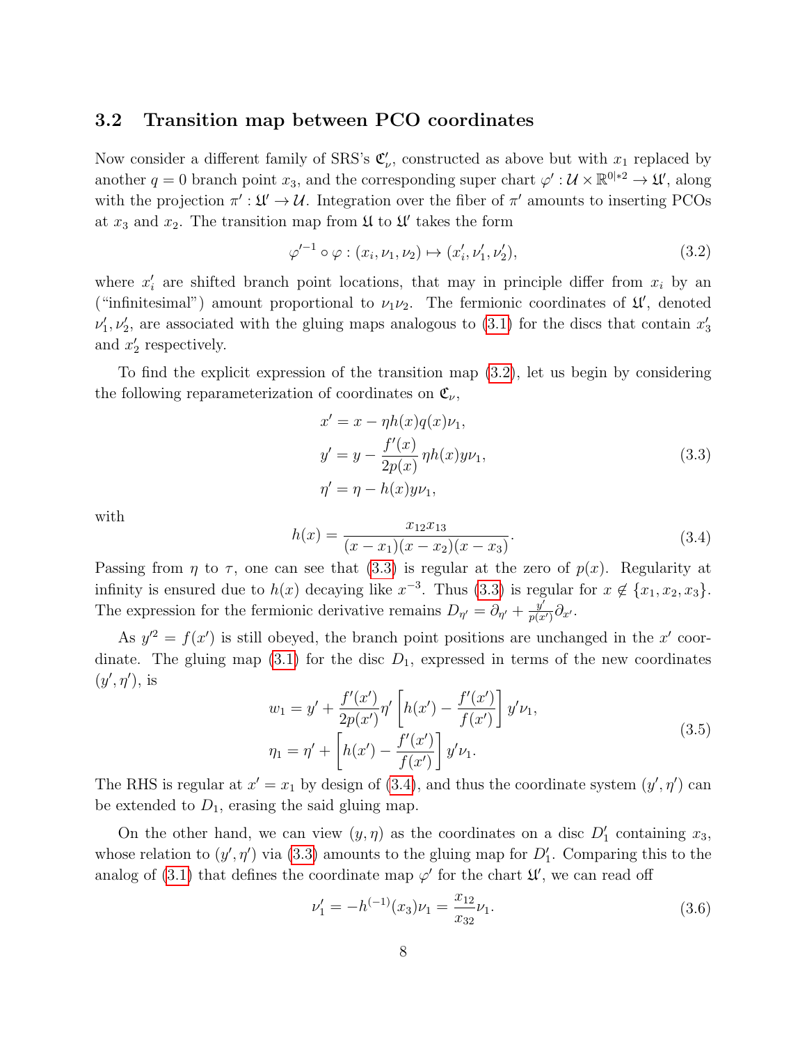### 3.2 Transition map between PCO coordinates

Now consider a different family of SRS's $\mathfrak{C}'_\nu$, constructed as above but with $x_1$ replaced by another $q = 0$ branch point $x_3$, and the corresponding super chart $\varphi' : \mathcal{U} \times \mathbb{R}^{0|*2} \to \mathfrak{U}'$, along with the projection $\pi' : \mathfrak{U}' \to \mathcal{U}$. Integration over the fiber of $\pi'$ amounts to inserting PCOs at $x_3$ and $x_2$. The transition map from $\mathfrak{U}$ to $\mathfrak{U}'$ takes the form

$$
\varphi'^{-1} \circ \varphi : (x_i, \nu_1, \nu_2) \mapsto (x'_i, \nu'_1, \nu'_2), \tag{3.2}
$$

where $x'_i$ are shifted branch point locations, that may in principle differ from $x_i$ by an ("infinitesimal") amount proportional to $\nu_1\nu_2$. The fermionic coordinates of $\mathfrak{U}'$, denoted $\nu'_1, \nu'_2$, are associated with the gluing maps analogous to (3.1) for the discs that contain $x'_3$ and $x'_2$ respectively.

To find the explicit expression of the transition map (3.2), let us begin by considering the following reparameterization of coordinates on $\mathfrak{C}_\nu$,

$$
\begin{aligned}
x' &= x - \eta h(x) q(x) \nu_1, \\
y' &= y - \frac{f'(x)}{2p(x)}\, \eta h(x) y \nu_1, \\
\eta' &= \eta - h(x) y \nu_1,
\end{aligned} \tag{3.3}
$$

with

$$
h(x) = \frac{x_{12}x_{13}}{(x-x_1)(x-x_2)(x-x_3)}. \tag{3.4}
$$

Passing from $\eta$ to $\tau$, one can see that (3.3) is regular at the zero of $p(x)$. Regularity at infinity is ensured due to $h(x)$ decaying like $x^{-3}$. Thus (3.3) is regular for $x \notin \{x_1, x_2, x_3\}$. The expression for the fermionic derivative remains $D_{\eta'} = \partial_{\eta'} + \frac{y'}{p(x')}\partial_{x'}$.

As $y'^2 = f(x')$ is still obeyed, the branch point positions are unchanged in the $x'$ coordinate. The gluing map (3.1) for the disc $D_1$, expressed in terms of the new coordinates $(y', \eta')$, is

$$
\begin{aligned}
w_1 &= y' + \frac{f'(x')}{2p(x')}\eta' \left[ h(x') - \frac{f'(x')}{f(x')} \right] y' \nu_1, \\
\eta_1 &= \eta' + \left[ h(x') - \frac{f'(x')}{f(x')} \right] y' \nu_1.
\end{aligned} \tag{3.5}
$$

The RHS is regular at $x' = x_1$ by design of (3.4), and thus the coordinate system $(y', \eta')$ can be extended to $D_1$, erasing the said gluing map.

On the other hand, we can view $(y, \eta)$ as the coordinates on a disc $D'_1$ containing $x_3$, whose relation to $(y', \eta')$ via (3.3) amounts to the gluing map for $D'_1$. Comparing this to the analog of (3.1) that defines the coordinate map $\varphi'$ for the chart $\mathfrak{U}'$, we can read off

$$
\nu'_1 = -h^{(-1)}(x_3)\nu_1 = \frac{x_{12}}{x_{32}}\nu_1. \tag{3.6}
$$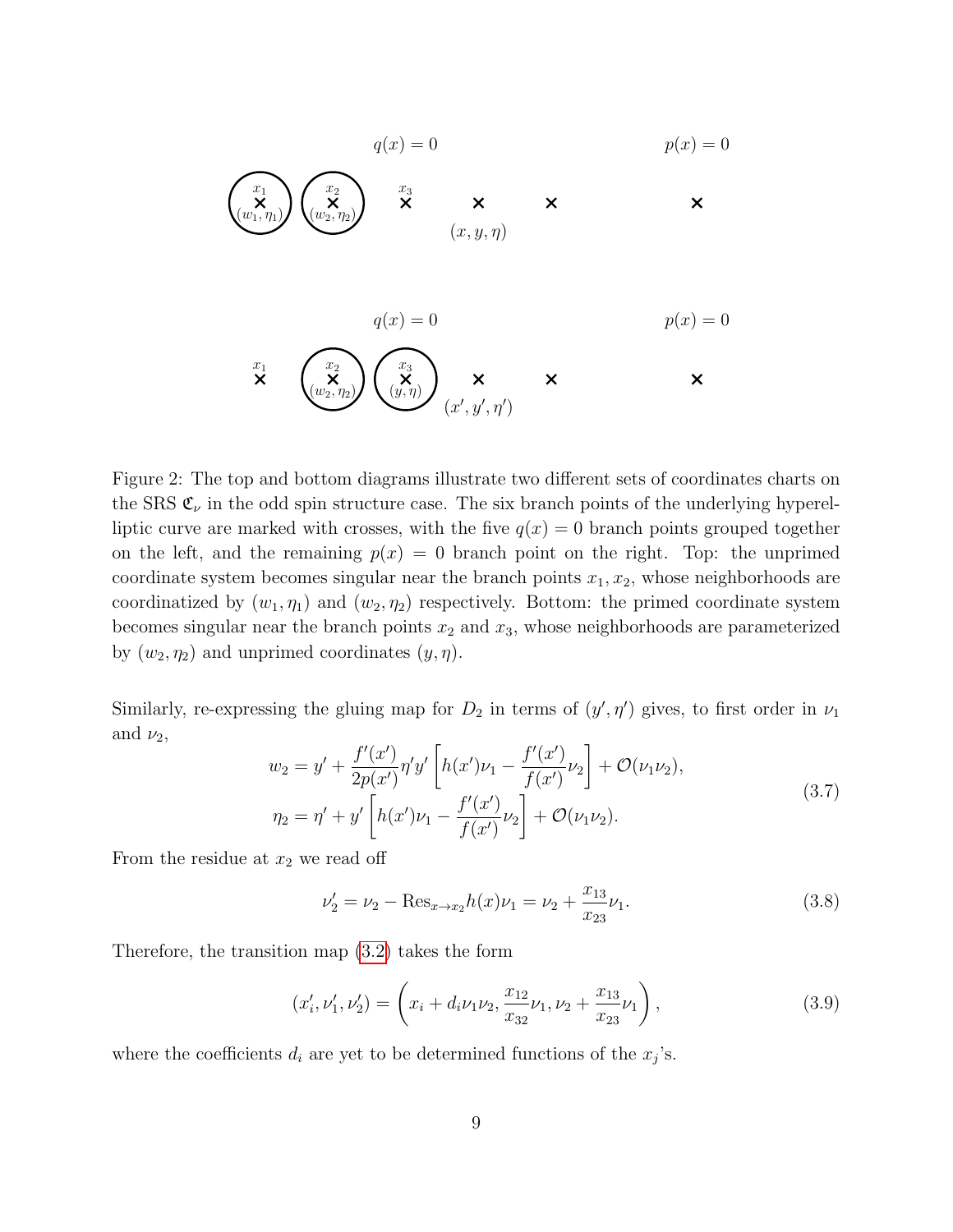Figure 2: The top and bottom diagrams illustrate two different sets of coordinates charts on the SRS $\mathfrak{C}_\nu$ in the odd spin structure case. The six branch points of the underlying hyperelliptic curve are marked with crosses, with the five $q(x) = 0$ branch points grouped together on the left, and the remaining $p(x) = 0$ branch point on the right. Top: the unprimed coordinate system becomes singular near the branch points $x_1, x_2$, whose neighborhoods are coordinatized by $(w_1, \eta_1)$ and $(w_2, \eta_2)$ respectively. Bottom: the primed coordinate system becomes singular near the branch points $x_2$ and $x_3$, whose neighborhoods are parameterized by $(w_2, \eta_2)$ and unprimed coordinates $(y, \eta)$.

Similarly, re-expressing the gluing map for $D_2$ in terms of $(y', \eta')$ gives, to first order in $\nu_1$ and $\nu_2$,

$$
\begin{aligned}
w_2 &= y' + \frac{f'(x')}{2p(x')}\eta' y' \left[ h(x')\nu_1 - \frac{f'(x')}{f(x')}\nu_2 \right] + \mathcal{O}(\nu_1\nu_2), \\
\eta_2 &= \eta' + y' \left[ h(x')\nu_1 - \frac{f'(x')}{f(x')}\nu_2 \right] + \mathcal{O}(\nu_1\nu_2).
\end{aligned}
\tag{3.7}
$$

From the residue at $x_2$ we read off

$$
\nu_2' = \nu_2 - \mathrm{Res}_{x \to x_2} h(x)\nu_1 = \nu_2 + \frac{x_{13}}{x_{23}}\nu_1. \tag{3.8}
$$

Therefore, the transition map (3.2) takes the form

$$
(x_i', \nu_1', \nu_2') = \left( x_i + d_i \nu_1 \nu_2, \frac{x_{12}}{x_{32}}\nu_1, \nu_2 + \frac{x_{13}}{x_{23}}\nu_1 \right), \tag{3.9}
$$

where the coefficients $d_i$ are yet to be determined functions of the $x_j$'s.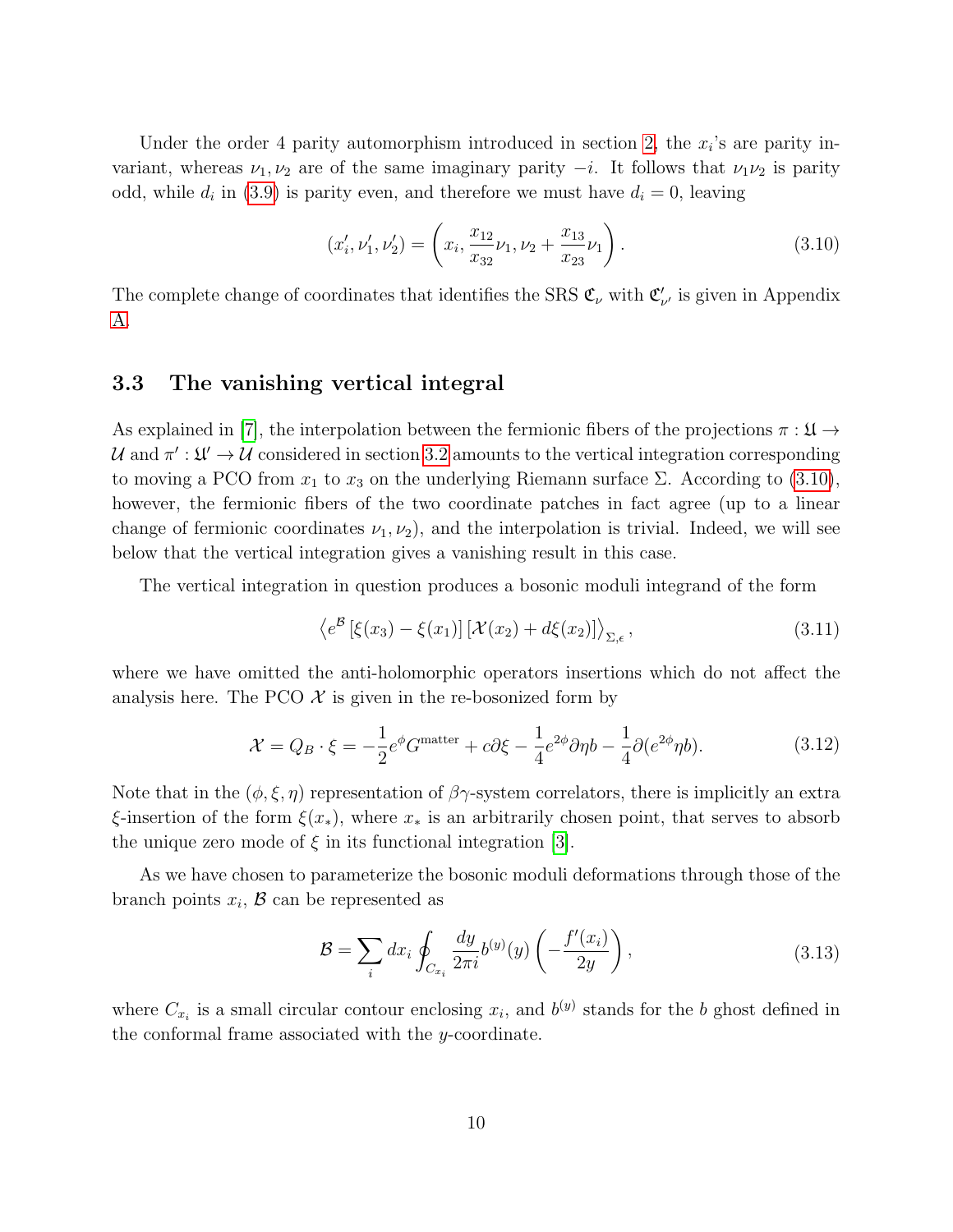Under the order 4 parity automorphism introduced in section 2, the $x_i$'s are parity invariant, whereas $\nu_1, \nu_2$ are of the same imaginary parity $-i$. It follows that $\nu_1\nu_2$ is parity odd, while $d_i$ in (3.9) is parity even, and therefore we must have $d_i = 0$, leaving

$$(x_i', \nu_1', \nu_2') = \left( x_i, \frac{x_{12}}{x_{32}}\nu_1, \nu_2 + \frac{x_{13}}{x_{23}}\nu_1 \right). \tag{3.10}$$

The complete change of coordinates that identifies the SRS $\mathfrak{C}_\nu$ with $\mathfrak{C}'_{\nu'}$ is given in Appendix A.

### 3.3 The vanishing vertical integral

As explained in [7], the interpolation between the fermionic fibers of the projections $\pi : \mathfrak{U} \to \mathcal{U}$ and $\pi' : \mathfrak{U}' \to \mathcal{U}$ considered in section 3.2 amounts to the vertical integration corresponding to moving a PCO from $x_1$ to $x_3$ on the underlying Riemann surface $\Sigma$. According to (3.10), however, the fermionic fibers of the two coordinate patches in fact agree (up to a linear change of fermionic coordinates $\nu_1, \nu_2$), and the interpolation is trivial. Indeed, we will see below that the vertical integration gives a vanishing result in this case.

The vertical integration in question produces a bosonic moduli integrand of the form

$$\left\langle e^{\mathcal{B}} \left[\xi(x_3) - \xi(x_1)\right] \left[\mathcal{X}(x_2) + d\xi(x_2)\right] \right\rangle_{\Sigma,\epsilon}, \tag{3.11}$$

where we have omitted the anti-holomorphic operators insertions which do not affect the analysis here. The PCO $\mathcal{X}$ is given in the re-bosonized form by

$$\mathcal{X} = Q_B \cdot \xi = -\frac{1}{2} e^{\phi} G^{\text{matter}} + c\partial\xi - \frac{1}{4} e^{2\phi} \partial\eta b - \frac{1}{4}\partial(e^{2\phi}\eta b). \tag{3.12}$$

Note that in the $(\phi, \xi, \eta)$ representation of $\beta\gamma$-system correlators, there is implicitly an extra $\xi$-insertion of the form $\xi(x_*)$, where $x_*$ is an arbitrarily chosen point, that serves to absorb the unique zero mode of $\xi$ in its functional integration [3].

As we have chosen to parameterize the bosonic moduli deformations through those of the branch points $x_i$, $\mathcal{B}$ can be represented as

$$\mathcal{B} = \sum_i dx_i \oint_{C_{x_i}} \frac{dy}{2\pi i} b^{(y)}(y) \left( -\frac{f'(x_i)}{2y} \right), \tag{3.13}$$

where $C_{x_i}$ is a small circular contour enclosing $x_i$, and $b^{(y)}$ stands for the $b$ ghost defined in the conformal frame associated with the $y$-coordinate.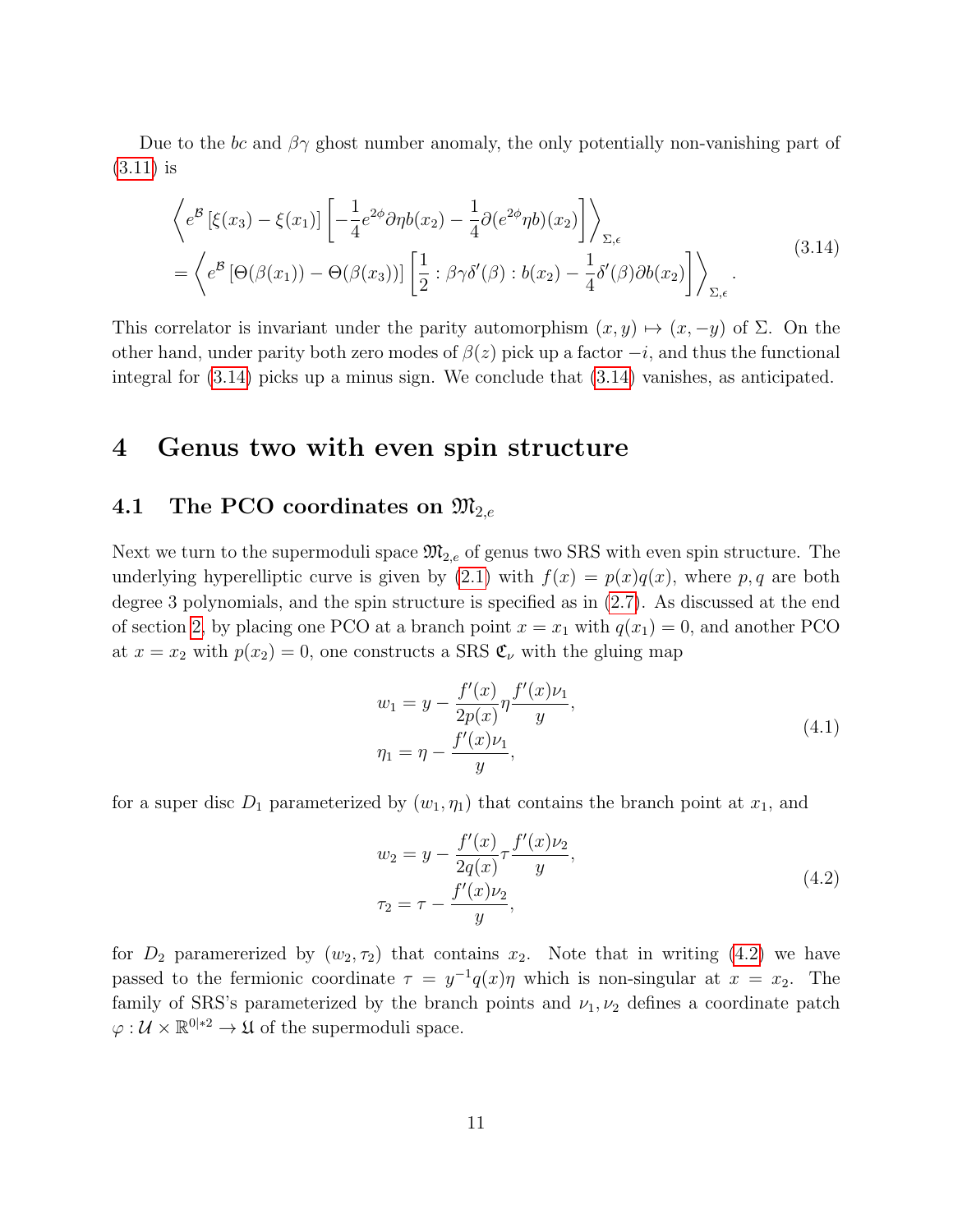Due to the $bc$ and $\beta\gamma$ ghost number anomaly, the only potentially non-vanishing part of (3.11) is

$$
\begin{aligned}
&\left\langle e^{\mathcal{B}} \left[\xi(x_3) - \xi(x_1)\right] \left[ -\frac{1}{4} e^{2\phi} \partial\eta b(x_2) - \frac{1}{4}\partial(e^{2\phi}\eta b)(x_2) \right] \right\rangle_{\Sigma,\epsilon} \\
&= \left\langle e^{\mathcal{B}} \left[\Theta(\beta(x_1)) - \Theta(\beta(x_3))\right] \left[ \frac{1}{2} :\beta\gamma\delta'(\beta): b(x_2) - \frac{1}{4}\delta'(\beta)\partial b(x_2) \right] \right\rangle_{\Sigma,\epsilon} .
\end{aligned}
\tag{3.14}
$$

This correlator is invariant under the parity automorphism $(x, y) \mapsto (x, -y)$ of $\Sigma$. On the other hand, under parity both zero modes of $\beta(z)$ pick up a factor $-i$, and thus the functional integral for (3.14) picks up a minus sign. We conclude that (3.14) vanishes, as anticipated.

# 4 Genus two with even spin structure

## 4.1 The PCO coordinates on $\mathfrak{M}_{2,e}$

Next we turn to the supermoduli space $\mathfrak{M}_{2,e}$ of genus two SRS with even spin structure. The underlying hyperelliptic curve is given by (2.1) with $f(x) = p(x)q(x)$, where $p, q$ are both degree 3 polynomials, and the spin structure is specified as in (2.7). As discussed at the end of section 2, by placing one PCO at a branch point $x = x_1$ with $q(x_1) = 0$, and another PCO at $x = x_2$ with $p(x_2) = 0$, one constructs a SRS $\mathfrak{C}_\nu$ with the gluing map

$$
\begin{aligned}
w_1 &= y - \frac{f'(x)}{2p(x)}\eta\frac{f'(x)\nu_1}{y}, \\
\eta_1 &= \eta - \frac{f'(x)\nu_1}{y},
\end{aligned}
\tag{4.1}
$$

for a super disc $D_1$ parameterized by $(w_1, \eta_1)$ that contains the branch point at $x_1$, and

$$
\begin{aligned}
w_2 &= y - \frac{f'(x)}{2q(x)}\tau\frac{f'(x)\nu_2}{y}, \\
\tau_2 &= \tau - \frac{f'(x)\nu_2}{y},
\end{aligned}
\tag{4.2}
$$

for $D_2$ paramererized by $(w_2, \tau_2)$ that contains $x_2$. Note that in writing (4.2) we have passed to the fermionic coordinate $\tau = y^{-1}q(x)\eta$ which is non-singular at $x = x_2$. The family of SRS's parameterized by the branch points and $\nu_1, \nu_2$ defines a coordinate patch $\varphi : \mathcal{U} \times \mathbb{R}^{0|*2} \to \mathfrak{U}$ of the supermoduli space.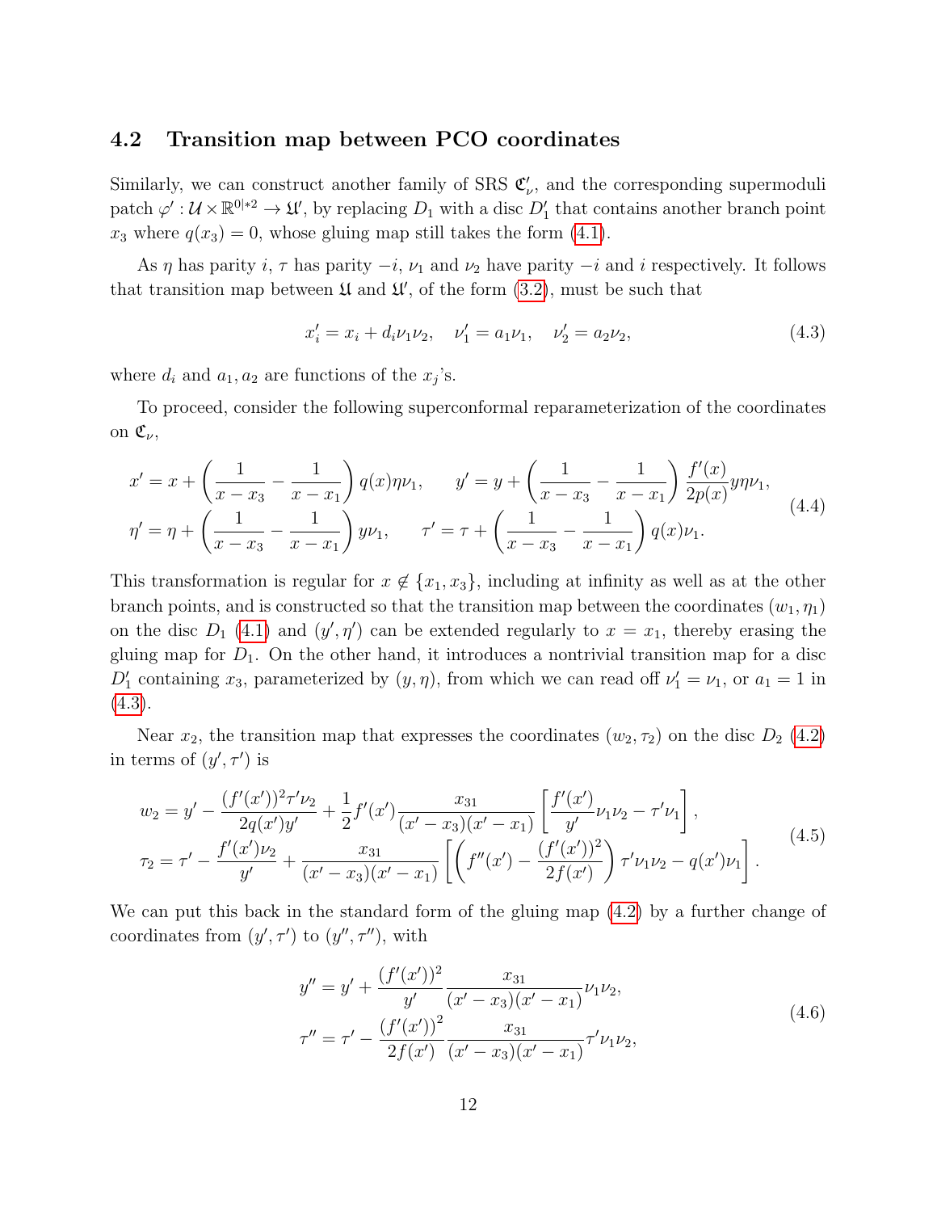### 4.2 Transition map between PCO coordinates

Similarly, we can construct another family of SRS $\mathfrak{C}'_\nu$, and the corresponding supermoduli patch $\varphi' : \mathcal{U} \times \mathbb{R}^{0|*2} \to \mathfrak{U}'$, by replacing $D_1$ with a disc $D'_1$ that contains another branch point $x_3$ where $q(x_3) = 0$, whose gluing map still takes the form (4.1).

As $\eta$ has parity $i$, $\tau$ has parity $-i$, $\nu_1$ and $\nu_2$ have parity $-i$ and $i$ respectively. It follows that transition map between $\mathfrak{U}$ and $\mathfrak{U}'$, of the form (3.2), must be such that

$$x'_i = x_i + d_i \nu_1 \nu_2, \quad \nu'_1 = a_1 \nu_1, \quad \nu'_2 = a_2 \nu_2, \tag{4.3}$$

where $d_i$ and $a_1, a_2$ are functions of the $x_j$'s.

To proceed, consider the following superconformal reparameterization of the coordinates on $\mathfrak{C}_\nu$,

$$\begin{aligned} x' &= x + \left( \frac{1}{x - x_3} - \frac{1}{x - x_1} \right) q(x) \eta \nu_1, \qquad y' = y + \left( \frac{1}{x - x_3} - \frac{1}{x - x_1} \right) \frac{f'(x)}{2p(x)} y \eta \nu_1, \\ \eta' &= \eta + \left( \frac{1}{x - x_3} - \frac{1}{x - x_1} \right) y \nu_1, \qquad \tau' = \tau + \left( \frac{1}{x - x_3} - \frac{1}{x - x_1} \right) q(x) \nu_1. \end{aligned} \tag{4.4}$$

This transformation is regular for $x \notin \{x_1, x_3\}$, including at infinity as well as at the other branch points, and is constructed so that the transition map between the coordinates $(w_1, \eta_1)$ on the disc $D_1$ (4.1) and $(y', \eta')$ can be extended regularly to $x = x_1$, thereby erasing the gluing map for $D_1$. On the other hand, it introduces a nontrivial transition map for a disc $D'_1$ containing $x_3$, parameterized by $(y, \eta)$, from which we can read off $\nu'_1 = \nu_1$, or $a_1 = 1$ in (4.3).

Near $x_2$, the transition map that expresses the coordinates $(w_2, \tau_2)$ on the disc $D_2$ (4.2) in terms of $(y', \tau')$ is

$$\begin{aligned} w_2 &= y' - \frac{(f'(x'))^2 \tau' \nu_2}{2q(x') y'} + \frac{1}{2} f'(x') \frac{x_{31}}{(x' - x_3)(x' - x_1)} \left[ \frac{f'(x')}{y'} \nu_1 \nu_2 - \tau' \nu_1 \right], \\ \tau_2 &= \tau' - \frac{f'(x') \nu_2}{y'} + \frac{x_{31}}{(x' - x_3)(x' - x_1)} \left[ \left( f''(x') - \frac{(f'(x'))^2}{2f(x')} \right) \tau' \nu_1 \nu_2 - q(x') \nu_1 \right]. \end{aligned} \tag{4.5}$$

We can put this back in the standard form of the gluing map (4.2) by a further change of coordinates from $(y', \tau')$ to $(y'', \tau'')$, with

$$\begin{aligned} y'' &= y' + \frac{(f'(x'))^2}{y'} \frac{x_{31}}{(x' - x_3)(x' - x_1)} \nu_1 \nu_2, \\ \tau'' &= \tau' - \frac{(f'(x'))^2}{2f(x')} \frac{x_{31}}{(x' - x_3)(x' - x_1)} \tau' \nu_1 \nu_2, \end{aligned} \tag{4.6}$$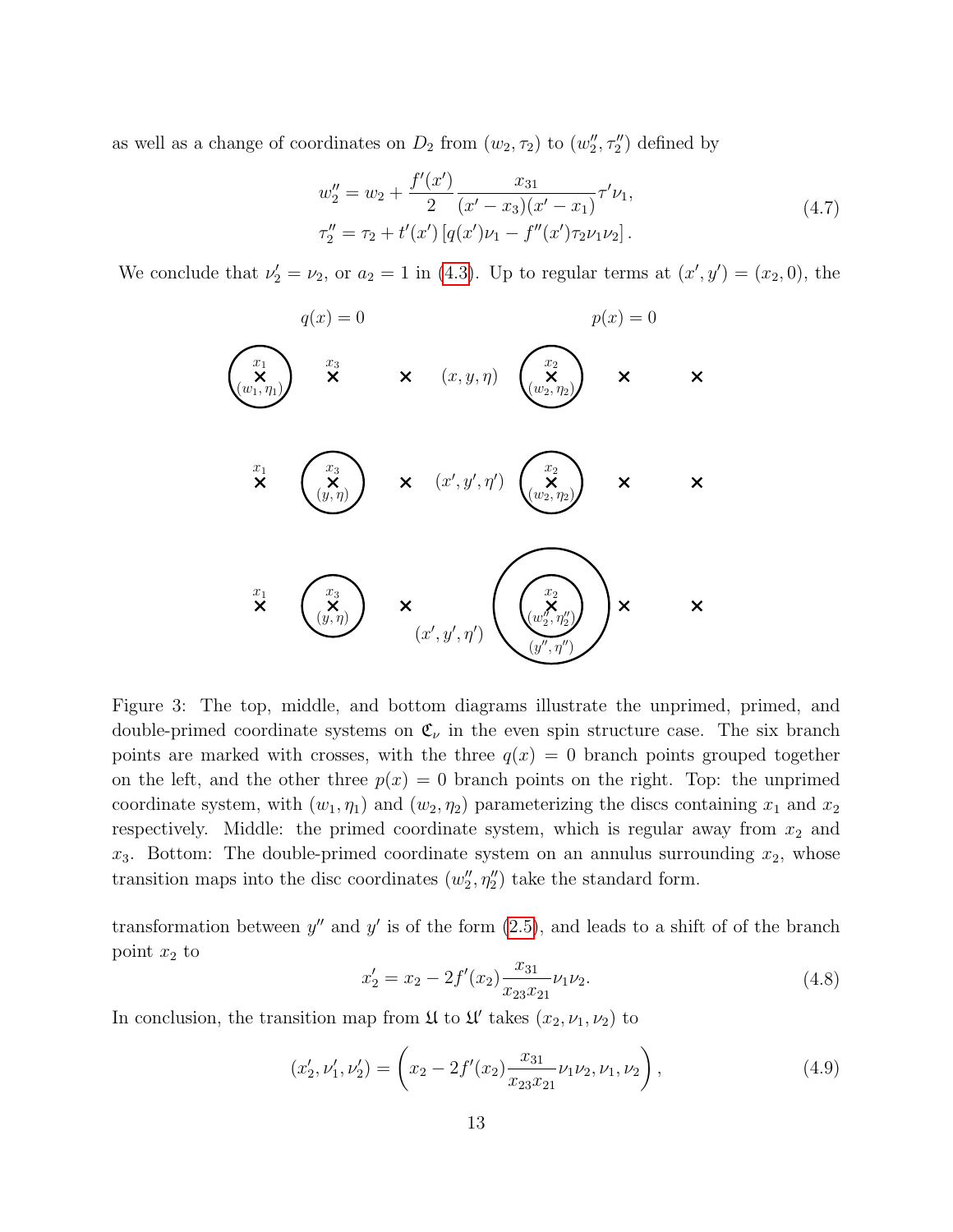as well as a change of coordinates on $D_2$ from $(w_2, \tau_2)$ to $(w_2'', \tau_2'')$ defined by

$$w_2'' = w_2 + \frac{f'(x')}{2} \frac{x_{31}}{(x' - x_3)(x' - x_1)} \tau' \nu_1,$$
$$\tau_2'' = \tau_2 + t'(x') \left[ q(x') \nu_1 - f''(x') \tau_2 \nu_1 \nu_2 \right]. \tag{4.7}$$

We conclude that $\nu_2' = \nu_2$, or $a_2 = 1$ in (4.3). Up to regular terms at $(x', y') = (x_2, 0)$, the

Figure 3: The top, middle, and bottom diagrams illustrate the unprimed, primed, and double-primed coordinate systems on $\mathfrak{C}_\nu$ in the even spin structure case. The six branch points are marked with crosses, with the three $q(x) = 0$ branch points grouped together on the left, and the other three $p(x) = 0$ branch points on the right. Top: the unprimed coordinate system, with $(w_1, \eta_1)$ and $(w_2, \eta_2)$ parameterizing the discs containing $x_1$ and $x_2$ respectively. Middle: the primed coordinate system, which is regular away from $x_2$ and $x_3$. Bottom: The double-primed coordinate system on an annulus surrounding $x_2$, whose transition maps into the disc coordinates $(w_2'', \eta_2'')$ take the standard form.

transformation between $y''$ and $y'$ is of the form (2.5), and leads to a shift of of the branch point $x_2$ to

$$x_2' = x_2 - 2f'(x_2) \frac{x_{31}}{x_{23} x_{21}} \nu_1 \nu_2. \tag{4.8}$$

In conclusion, the transition map from $\mathfrak{U}$ to $\mathfrak{U}'$ takes $(x_2, \nu_1, \nu_2)$ to

$$(x_2', \nu_1', \nu_2') = \left( x_2 - 2f'(x_2) \frac{x_{31}}{x_{23} x_{21}} \nu_1 \nu_2, \nu_1, \nu_2 \right), \tag{4.9}$$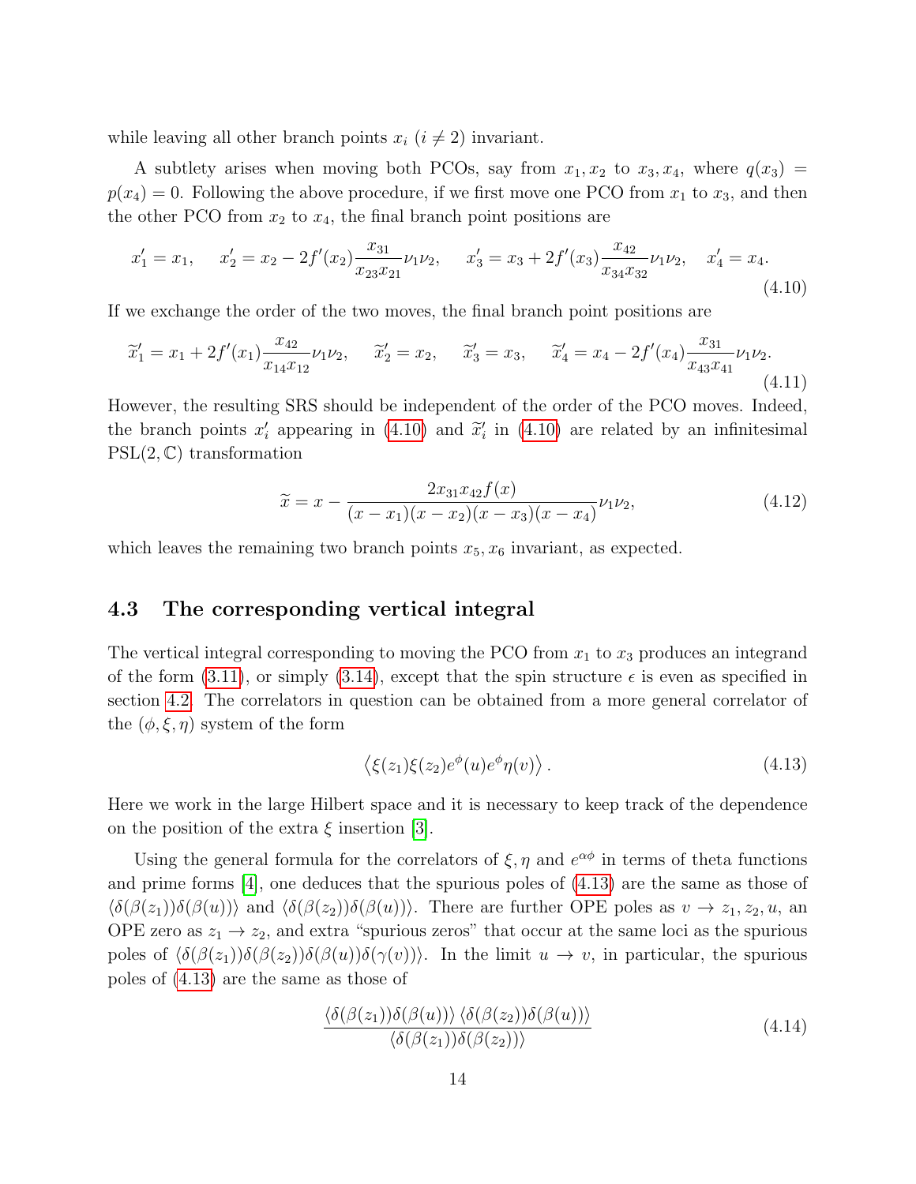while leaving all other branch points $x_i$ ($i \neq 2$) invariant.

A subtlety arises when moving both PCOs, say from $x_1, x_2$ to $x_3, x_4$, where $q(x_3) = p(x_4) = 0$. Following the above procedure, if we first move one PCO from $x_1$ to $x_3$, and then the other PCO from $x_2$ to $x_4$, the final branch point positions are

$$x_1' = x_1, \quad x_2' = x_2 - 2f'(x_2)\frac{x_{31}}{x_{23}x_{21}}\nu_1\nu_2, \quad x_3' = x_3 + 2f'(x_3)\frac{x_{42}}{x_{34}x_{32}}\nu_1\nu_2, \quad x_4' = x_4. \tag{4.10}$$

If we exchange the order of the two moves, the final branch point positions are

$$\widetilde{x}_1' = x_1 + 2f'(x_1)\frac{x_{42}}{x_{14}x_{12}}\nu_1\nu_2, \quad \widetilde{x}_2' = x_2, \quad \widetilde{x}_3' = x_3, \quad \widetilde{x}_4' = x_4 - 2f'(x_4)\frac{x_{31}}{x_{43}x_{41}}\nu_1\nu_2. \tag{4.11}$$

However, the resulting SRS should be independent of the order of the PCO moves. Indeed, the branch points $x_i'$ appearing in (4.10) and $\widetilde{x}_i'$ in (4.10) are related by an infinitesimal $\mathrm{PSL}(2,\mathbb{C})$ transformation

$$\widetilde{x} = x - \frac{2x_{31}x_{42}f(x)}{(x-x_1)(x-x_2)(x-x_3)(x-x_4)}\nu_1\nu_2, \tag{4.12}$$

which leaves the remaining two branch points $x_5, x_6$ invariant, as expected.

### 4.3 The corresponding vertical integral

The vertical integral corresponding to moving the PCO from $x_1$ to $x_3$ produces an integrand of the form (3.11), or simply (3.14), except that the spin structure $\epsilon$ is even as specified in section 4.2. The correlators in question can be obtained from a more general correlator of the $(\phi, \xi, \eta)$ system of the form

$$\left\langle \xi(z_1)\xi(z_2)e^{\phi}(u)e^{\phi}\eta(v)\right\rangle. \tag{4.13}$$

Here we work in the large Hilbert space and it is necessary to keep track of the dependence on the position of the extra $\xi$ insertion [3].

Using the general formula for the correlators of $\xi, \eta$ and $e^{\alpha\phi}$ in terms of theta functions and prime forms [4], one deduces that the spurious poles of (4.13) are the same as those of $\langle\delta(\beta(z_1))\delta(\beta(u))\rangle$ and $\langle\delta(\beta(z_2))\delta(\beta(u))\rangle$. There are further OPE poles as $v \to z_1, z_2, u$, an OPE zero as $z_1 \to z_2$, and extra "spurious zeros" that occur at the same loci as the spurious poles of $\langle\delta(\beta(z_1))\delta(\beta(z_2))\delta(\beta(u))\delta(\gamma(v))\rangle$. In the limit $u \to v$, in particular, the spurious poles of (4.13) are the same as those of

$$\frac{\langle\delta(\beta(z_1))\delta(\beta(u))\rangle\,\langle\delta(\beta(z_2))\delta(\beta(u))\rangle}{\langle\delta(\beta(z_1))\delta(\beta(z_2))\rangle} \tag{4.14}$$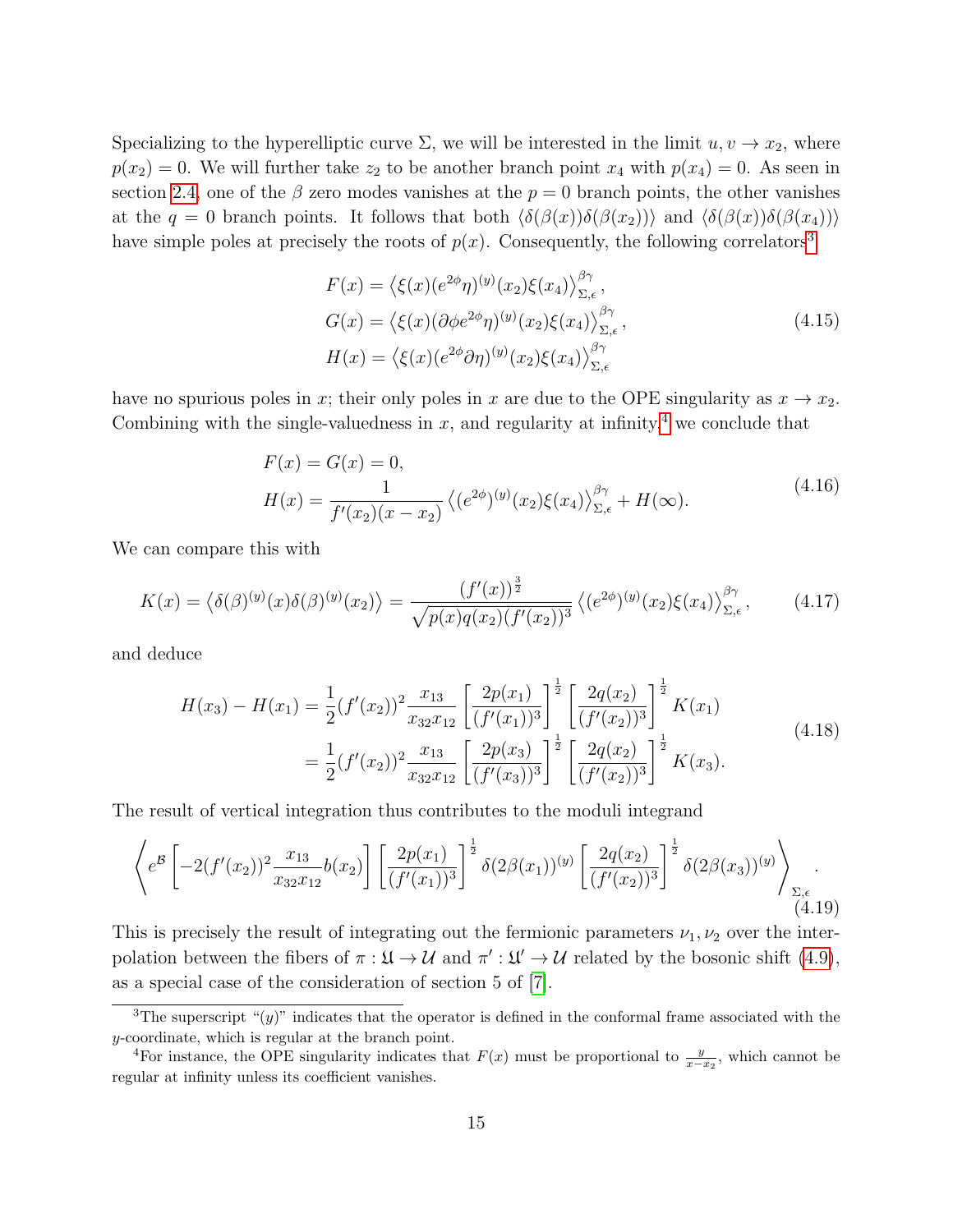Specializing to the hyperelliptic curve $\Sigma$, we will be interested in the limit $u, v \to x_2$, where $p(x_2) = 0$. We will further take $z_2$ to be another branch point $x_4$ with $p(x_4) = 0$. As seen in section 2.4, one of the $\beta$ zero modes vanishes at the $p = 0$ branch points, the other vanishes at the $q = 0$ branch points. It follows that both $\langle \delta(\beta(x))\delta(\beta(x_2))\rangle$ and $\langle \delta(\beta(x))\delta(\beta(x_4))\rangle$ have simple poles at precisely the roots of $p(x)$. Consequently, the following correlators[3]

$$
\begin{aligned}
F(x) &= \left\langle \xi(x)(e^{2\phi}\eta)^{(y)}(x_2)\xi(x_4)\right\rangle^{\beta\gamma}_{\Sigma,\epsilon}, \\
G(x) &= \left\langle \xi(x)(\partial\phi e^{2\phi}\eta)^{(y)}(x_2)\xi(x_4)\right\rangle^{\beta\gamma}_{\Sigma,\epsilon}, \\
H(x) &= \left\langle \xi(x)(e^{2\phi}\partial\eta)^{(y)}(x_2)\xi(x_4)\right\rangle^{\beta\gamma}_{\Sigma,\epsilon}
\end{aligned}
\tag{4.15}
$$

have no spurious poles in $x$; their only poles in $x$ are due to the OPE singularity as $x \to x_2$. Combining with the single-valuedness in $x$, and regularity at infinity,[4] we conclude that

$$
\begin{aligned}
&F(x) = G(x) = 0, \\
&H(x) = \frac{1}{f'(x_2)(x - x_2)} \left\langle (e^{2\phi})^{(y)}(x_2)\xi(x_4)\right\rangle^{\beta\gamma}_{\Sigma,\epsilon} + H(\infty).
\end{aligned}
\tag{4.16}
$$

We can compare this with

$$
K(x) = \left\langle \delta(\beta)^{(y)}(x)\delta(\beta)^{(y)}(x_2)\right\rangle = \frac{(f'(x))^{\frac{3}{2}}}{\sqrt{p(x)q(x_2)(f'(x_2))^3}} \left\langle (e^{2\phi})^{(y)}(x_2)\xi(x_4)\right\rangle^{\beta\gamma}_{\Sigma,\epsilon}, \tag{4.17}
$$

and deduce

$$
\begin{aligned}
H(x_3) - H(x_1) &= \frac{1}{2}(f'(x_2))^2 \frac{x_{13}}{x_{32}x_{12}} \left[\frac{2p(x_1)}{(f'(x_1))^3}\right]^{\frac{1}{2}} \left[\frac{2q(x_2)}{(f'(x_2))^3}\right]^{\frac{1}{2}} K(x_1) \\
&= \frac{1}{2}(f'(x_2))^2 \frac{x_{13}}{x_{32}x_{12}} \left[\frac{2p(x_3)}{(f'(x_3))^3}\right]^{\frac{1}{2}} \left[\frac{2q(x_2)}{(f'(x_2))^3}\right]^{\frac{1}{2}} K(x_3).
\end{aligned}
\tag{4.18}
$$

The result of vertical integration thus contributes to the moduli integrand

$$
\left\langle e^{\mathcal{B}} \left[-2(f'(x_2))^2 \frac{x_{13}}{x_{32}x_{12}} b(x_2)\right] \left[\frac{2p(x_1)}{(f'(x_1))^3}\right]^{\frac{1}{2}} \delta(2\beta(x_1))^{(y)} \left[\frac{2q(x_2)}{(f'(x_2))^3}\right]^{\frac{1}{2}} \delta(2\beta(x_3))^{(y)} \right\rangle_{\Sigma,\epsilon}. \tag{4.19}
$$

This is precisely the result of integrating out the fermionic parameters $\nu_1, \nu_2$ over the interpolation between the fibers of $\pi : \mathfrak{U} \to \mathcal{U}$ and $\pi' : \mathfrak{U}' \to \mathcal{U}$ related by the bosonic shift (4.9), as a special case of the consideration of section 5 of [7].

---

[3] The superscript "$(y)$" indicates that the operator is defined in the conformal frame associated with the $y$-coordinate, which is regular at the branch point.

[4] For instance, the OPE singularity indicates that $F(x)$ must be proportional to $\frac{y}{x - x_2}$, which cannot be regular at infinity unless its coefficient vanishes.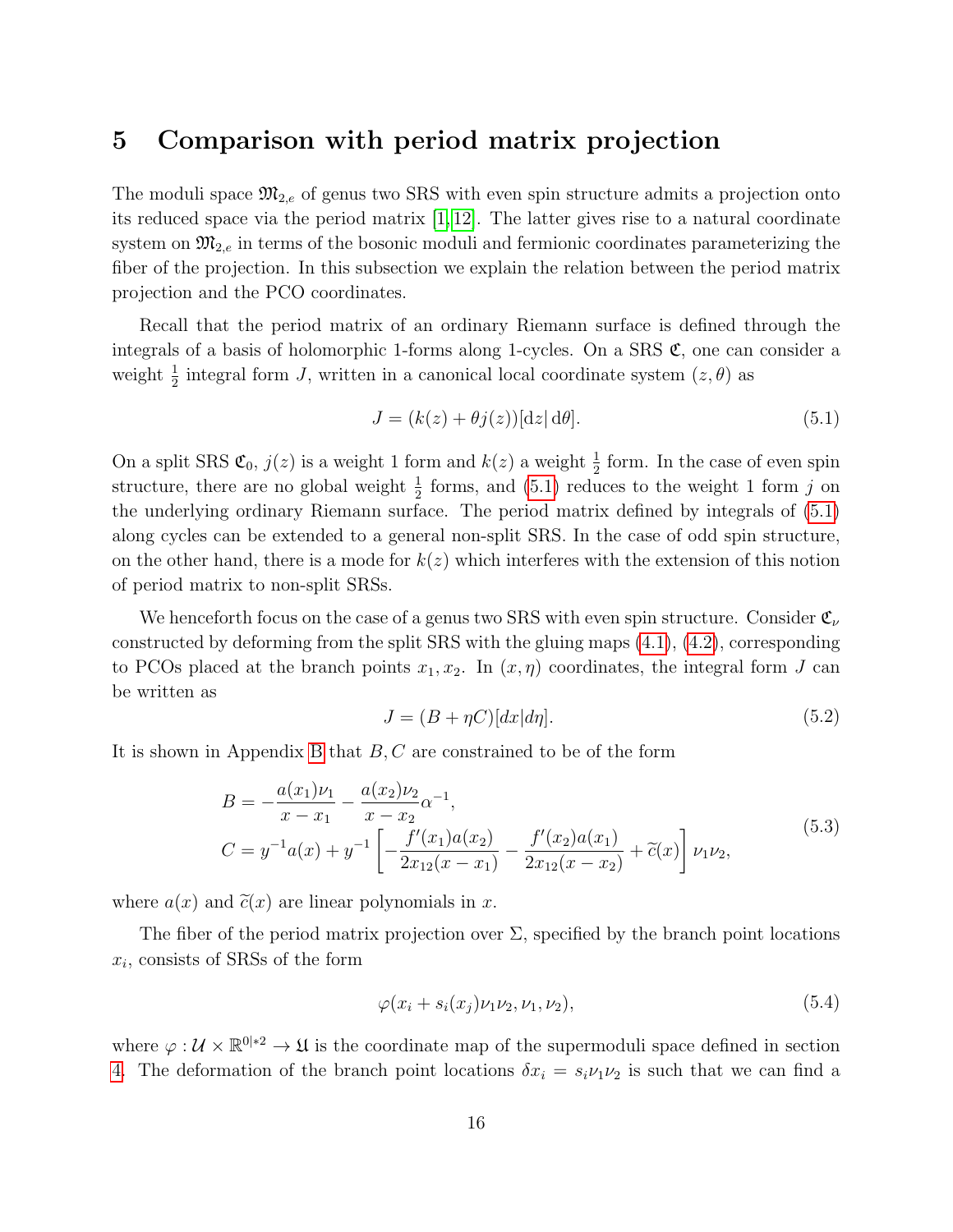# 5 Comparison with period matrix projection

The moduli space $\mathfrak{M}_{2,e}$ of genus two SRS with even spin structure admits a projection onto its reduced space via the period matrix [1, 12]. The latter gives rise to a natural coordinate system on $\mathfrak{M}_{2,e}$ in terms of the bosonic moduli and fermionic coordinates parameterizing the fiber of the projection. In this subsection we explain the relation between the period matrix projection and the PCO coordinates.

Recall that the period matrix of an ordinary Riemann surface is defined through the integrals of a basis of holomorphic 1-forms along 1-cycles. On a SRS $\mathfrak{C}$, one can consider a weight $\frac{1}{2}$ integral form $J$, written in a canonical local coordinate system $(z, \theta)$ as

$$
J = (k(z) + \theta j(z))[\mathrm{d}z|\,\mathrm{d}\theta]. \tag{5.1}
$$

On a split SRS $\mathfrak{C}_0$, $j(z)$ is a weight 1 form and $k(z)$ a weight $\frac{1}{2}$ form. In the case of even spin structure, there are no global weight $\frac{1}{2}$ forms, and (5.1) reduces to the weight 1 form $j$ on the underlying ordinary Riemann surface. The period matrix defined by integrals of (5.1) along cycles can be extended to a general non-split SRS. In the case of odd spin structure, on the other hand, there is a mode for $k(z)$ which interferes with the extension of this notion of period matrix to non-split SRSs.

We henceforth focus on the case of a genus two SRS with even spin structure. Consider $\mathfrak{C}_\nu$ constructed by deforming from the split SRS with the gluing maps (4.1), (4.2), corresponding to PCOs placed at the branch points $x_1, x_2$. In $(x, \eta)$ coordinates, the integral form $J$ can be written as

$$
J = (B + \eta C)[dx|d\eta]. \tag{5.2}
$$

It is shown in Appendix B that $B, C$ are constrained to be of the form

$$
\begin{aligned}
B &= -\frac{a(x_1)\nu_1}{x - x_1} - \frac{a(x_2)\nu_2}{x - x_2}\alpha^{-1}, \\
C &= y^{-1}a(x) + y^{-1}\left[-\frac{f'(x_1)a(x_2)}{2x_{12}(x - x_1)} - \frac{f'(x_2)a(x_1)}{2x_{12}(x - x_2)} + \widetilde{c}(x)\right]\nu_1\nu_2,
\end{aligned} \tag{5.3}
$$

where $a(x)$ and $\widetilde{c}(x)$ are linear polynomials in $x$.

The fiber of the period matrix projection over $\Sigma$, specified by the branch point locations $x_i$, consists of SRSs of the form

$$
\varphi(x_i + s_i(x_j)\nu_1\nu_2, \nu_1, \nu_2), \tag{5.4}
$$

where $\varphi : \mathcal{U} \times \mathbb{R}^{0|*2} \to \mathfrak{U}$ is the coordinate map of the supermoduli space defined in section 4. The deformation of the branch point locations $\delta x_i = s_i\nu_1\nu_2$ is such that we can find a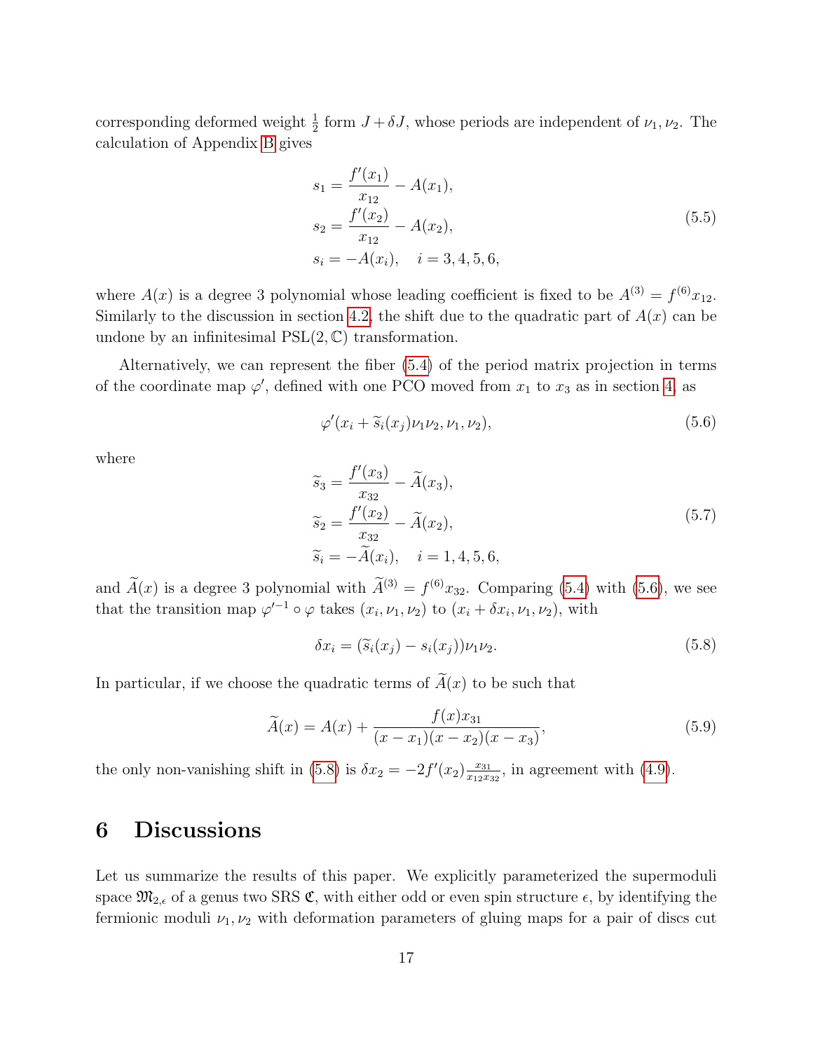corresponding deformed weight $\frac{1}{2}$ form $J + \delta J$, whose periods are independent of $\nu_1, \nu_2$. The calculation of Appendix B gives

$$
\begin{aligned}
s_1 &= \frac{f'(x_1)}{x_{12}} - A(x_1), \\
s_2 &= \frac{f'(x_2)}{x_{12}} - A(x_2), \\
s_i &= -A(x_i), \quad i = 3, 4, 5, 6,
\end{aligned}
\tag{5.5}
$$

where $A(x)$ is a degree 3 polynomial whose leading coefficient is fixed to be $A^{(3)} = f^{(6)} x_{12}$. Similarly to the discussion in section 4.2, the shift due to the quadratic part of $A(x)$ can be undone by an infinitesimal $\mathrm{PSL}(2, \mathbb{C})$ transformation.

Alternatively, we can represent the fiber (5.4) of the period matrix projection in terms of the coordinate map $\varphi'$, defined with one PCO moved from $x_1$ to $x_3$ as in section 4, as

$$
\varphi'(x_i + \widetilde{s}_i(x_j)\nu_1\nu_2, \nu_1, \nu_2), \tag{5.6}
$$

where

$$
\begin{aligned}
\widetilde{s}_3 &= \frac{f'(x_3)}{x_{32}} - \widetilde{A}(x_3), \\
\widetilde{s}_2 &= \frac{f'(x_2)}{x_{32}} - \widetilde{A}(x_2), \\
\widetilde{s}_i &= -\widetilde{A}(x_i), \quad i = 1, 4, 5, 6,
\end{aligned}
\tag{5.7}
$$

and $\widetilde{A}(x)$ is a degree 3 polynomial with $\widetilde{A}^{(3)} = f^{(6)} x_{32}$. Comparing (5.4) with (5.6), we see that the transition map $\varphi'^{-1} \circ \varphi$ takes $(x_i, \nu_1, \nu_2)$ to $(x_i + \delta x_i, \nu_1, \nu_2)$, with

$$
\delta x_i = (\widetilde{s}_i(x_j) - s_i(x_j))\nu_1\nu_2. \tag{5.8}
$$

In particular, if we choose the quadratic terms of $\widetilde{A}(x)$ to be such that

$$
\widetilde{A}(x) = A(x) + \frac{f(x) x_{31}}{(x - x_1)(x - x_2)(x - x_3)}, \tag{5.9}
$$

the only non-vanishing shift in (5.8) is $\delta x_2 = -2f'(x_2)\frac{x_{31}}{x_{12}x_{32}}$, in agreement with (4.9).

# 6 Discussions

Let us summarize the results of this paper. We explicitly parameterized the supermoduli space $\mathfrak{M}_{2,\epsilon}$ of a genus two SRS $\mathfrak{C}$, with either odd or even spin structure $\epsilon$, by identifying the fermionic moduli $\nu_1, \nu_2$ with deformation parameters of gluing maps for a pair of discs cut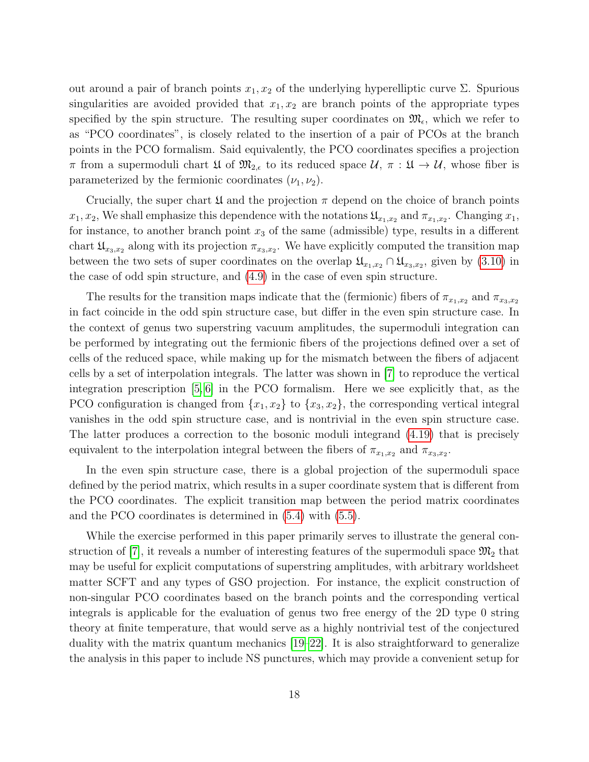out around a pair of branch points $x_1, x_2$ of the underlying hyperelliptic curve $\Sigma$. Spurious singularities are avoided provided that $x_1, x_2$ are branch points of the appropriate types specified by the spin structure. The resulting super coordinates on $\mathfrak{M}_\epsilon$, which we refer to as "PCO coordinates", is closely related to the insertion of a pair of PCOs at the branch points in the PCO formalism. Said equivalently, the PCO coordinates specifies a projection $\pi$ from a supermoduli chart $\mathfrak{U}$ of $\mathfrak{M}_{2,\epsilon}$ to its reduced space $\mathcal{U}$, $\pi : \mathfrak{U} \to \mathcal{U}$, whose fiber is parameterized by the fermionic coordinates $(\nu_1, \nu_2)$.

Crucially, the super chart $\mathfrak{U}$ and the projection $\pi$ depend on the choice of branch points $x_1, x_2$, We shall emphasize this dependence with the notations $\mathfrak{U}_{x_1,x_2}$ and $\pi_{x_1,x_2}$. Changing $x_1$, for instance, to another branch point $x_3$ of the same (admissible) type, results in a different chart $\mathfrak{U}_{x_3,x_2}$ along with its projection $\pi_{x_3,x_2}$. We have explicitly computed the transition map between the two sets of super coordinates on the overlap $\mathfrak{U}_{x_1,x_2} \cap \mathfrak{U}_{x_3,x_2}$, given by (3.10) in the case of odd spin structure, and (4.9) in the case of even spin structure.

The results for the transition maps indicate that the (fermionic) fibers of $\pi_{x_1,x_2}$ and $\pi_{x_3,x_2}$ in fact coincide in the odd spin structure case, but differ in the even spin structure case. In the context of genus two superstring vacuum amplitudes, the supermoduli integration can be performed by integrating out the fermionic fibers of the projections defined over a set of cells of the reduced space, while making up for the mismatch between the fibers of adjacent cells by a set of interpolation integrals. The latter was shown in [7] to reproduce the vertical integration prescription [5, 6] in the PCO formalism. Here we see explicitly that, as the PCO configuration is changed from $\{x_1, x_2\}$ to $\{x_3, x_2\}$, the corresponding vertical integral vanishes in the odd spin structure case, and is nontrivial in the even spin structure case. The latter produces a correction to the bosonic moduli integrand (4.19) that is precisely equivalent to the interpolation integral between the fibers of $\pi_{x_1,x_2}$ and $\pi_{x_3,x_2}$.

In the even spin structure case, there is a global projection of the supermoduli space defined by the period matrix, which results in a super coordinate system that is different from the PCO coordinates. The explicit transition map between the period matrix coordinates and the PCO coordinates is determined in (5.4) with (5.5).

While the exercise performed in this paper primarily serves to illustrate the general construction of [7], it reveals a number of interesting features of the supermoduli space $\mathfrak{M}_2$ that may be useful for explicit computations of superstring amplitudes, with arbitrary worldsheet matter SCFT and any types of GSO projection. For instance, the explicit construction of non-singular PCO coordinates based on the branch points and the corresponding vertical integrals is applicable for the evaluation of genus two free energy of the 2D type 0 string theory at finite temperature, that would serve as a highly nontrivial test of the conjectured duality with the matrix quantum mechanics [19–22]. It is also straightforward to generalize the analysis in this paper to include NS punctures, which may provide a convenient setup for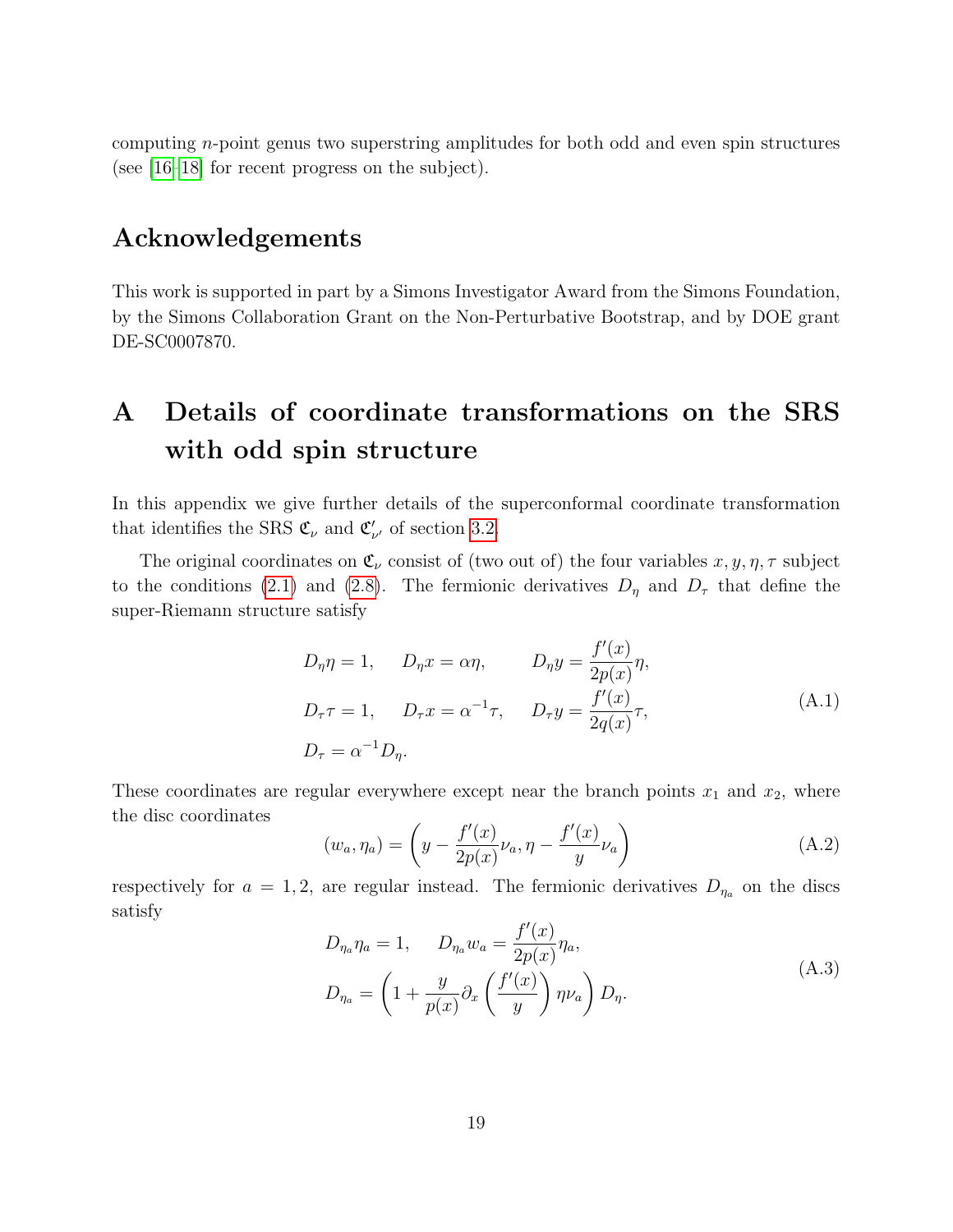computing $n$-point genus two superstring amplitudes for both odd and even spin structures (see [16–18] for recent progress on the subject).

## Acknowledgements

This work is supported in part by a Simons Investigator Award from the Simons Foundation, by the Simons Collaboration Grant on the Non-Perturbative Bootstrap, and by DOE grant DE-SC0007870.

# A Details of coordinate transformations on the SRS with odd spin structure

In this appendix we give further details of the superconformal coordinate transformation that identifies the SRS $\mathfrak{C}_\nu$ and $\mathfrak{C}'_{\nu'}$ of section 3.2.

The original coordinates on $\mathfrak{C}_\nu$ consist of (two out of) the four variables $x, y, \eta, \tau$ subject to the conditions (2.1) and (2.8). The fermionic derivatives $D_\eta$ and $D_\tau$ that define the super-Riemann structure satisfy

$$
\begin{aligned}
&D_\eta \eta = 1, \quad D_\eta x = \alpha \eta, \qquad D_\eta y = \frac{f'(x)}{2p(x)}\eta, \\
&D_\tau \tau = 1, \quad D_\tau x = \alpha^{-1}\tau, \quad D_\tau y = \frac{f'(x)}{2q(x)}\tau, \\
&D_\tau = \alpha^{-1} D_\eta.
\end{aligned}
\tag{A.1}
$$

These coordinates are regular everywhere except near the branch points $x_1$ and $x_2$, where the disc coordinates

$$
(w_a, \eta_a) = \left( y - \frac{f'(x)}{2p(x)}\nu_a, \eta - \frac{f'(x)}{y}\nu_a \right)
\tag{A.2}
$$

respectively for $a = 1, 2$, are regular instead. The fermionic derivatives $D_{\eta_a}$ on the discs satisfy

$$
\begin{aligned}
&D_{\eta_a}\eta_a = 1, \quad D_{\eta_a} w_a = \frac{f'(x)}{2p(x)}\eta_a, \\
&D_{\eta_a} = \left( 1 + \frac{y}{p(x)}\partial_x \left( \frac{f'(x)}{y} \right) \eta \nu_a \right) D_\eta.
\end{aligned}
\tag{A.3}
$$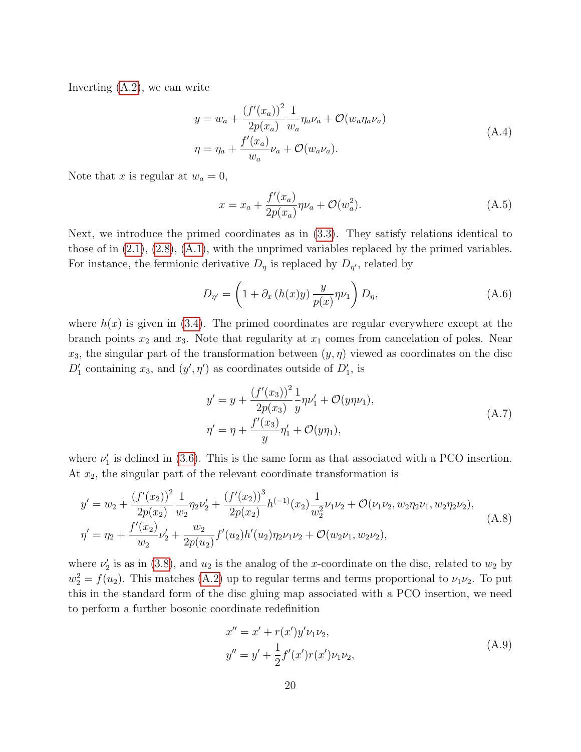Inverting (A.2), we can write

$$
\begin{aligned}
y &= w_a + \frac{\left(f'(x_a)\right)^2}{2p(x_a)} \frac{1}{w_a} \eta_a \nu_a + \mathcal{O}(w_a \eta_a \nu_a) \\
\eta &= \eta_a + \frac{f'(x_a)}{w_a} \nu_a + \mathcal{O}(w_a \nu_a).
\end{aligned}
\tag{A.4}
$$

Note that $x$ is regular at $w_a = 0$,

$$
x = x_a + \frac{f'(x_a)}{2p(x_a)} \eta \nu_a + \mathcal{O}(w_a^2). \tag{A.5}
$$

Next, we introduce the primed coordinates as in (3.3). They satisfy relations identical to those of in (2.1), (2.8), (A.1), with the unprimed variables replaced by the primed variables. For instance, the fermionic derivative $D_\eta$ is replaced by $D_{\eta'}$, related by

$$
D_{\eta'} = \left( 1 + \partial_x \left( h(x) y \right) \frac{y}{p(x)} \eta \nu_1 \right) D_\eta, \tag{A.6}
$$

where $h(x)$ is given in (3.4). The primed coordinates are regular everywhere except at the branch points $x_2$ and $x_3$. Note that regularity at $x_1$ comes from cancelation of poles. Near $x_3$, the singular part of the transformation between $(y, \eta)$ viewed as coordinates on the disc $D_1'$ containing $x_3$, and $(y', \eta')$ as coordinates outside of $D_1'$, is

$$
\begin{aligned}
y' &= y + \frac{\left(f'(x_3)\right)^2}{2p(x_3)} \frac{1}{y} \eta \nu_1' + \mathcal{O}(y \eta \nu_1), \\
\eta' &= \eta + \frac{f'(x_3)}{y} \eta_1' + \mathcal{O}(y \eta_1),
\end{aligned}
\tag{A.7}
$$

where $\nu_1'$ is defined in (3.6). This is the same form as that associated with a PCO insertion. At $x_2$, the singular part of the relevant coordinate transformation is

$$
\begin{aligned}
y' &= w_2 + \frac{\left(f'(x_2)\right)^2}{2p(x_2)} \frac{1}{w_2} \eta_2 \nu_2' + \frac{\left(f'(x_2)\right)^3}{2p(x_2)} h^{(-1)}(x_2) \frac{1}{w_2^2} \nu_1 \nu_2 + \mathcal{O}(\nu_1 \nu_2, w_2 \eta_2 \nu_1, w_2 \eta_2 \nu_2), \\
\eta' &= \eta_2 + \frac{f'(x_2)}{w_2} \nu_2' + \frac{w_2}{2p(u_2)} f'(u_2) h'(u_2) \eta_2 \nu_1 \nu_2 + \mathcal{O}(w_2 \nu_1, w_2 \nu_2),
\end{aligned}
\tag{A.8}
$$

where $\nu_2'$ is as in (3.8), and $u_2$ is the analog of the $x$-coordinate on the disc, related to $w_2$ by $w_2^2 = f(u_2)$. This matches (A.2) up to regular terms and terms proportional to $\nu_1 \nu_2$. To put this in the standard form of the disc gluing map associated with a PCO insertion, we need to perform a further bosonic coordinate redefinition

$$
\begin{aligned}
x'' &= x' + r(x') y' \nu_1 \nu_2, \\
y'' &= y' + \frac{1}{2} f'(x') r(x') \nu_1 \nu_2,
\end{aligned}
\tag{A.9}
$$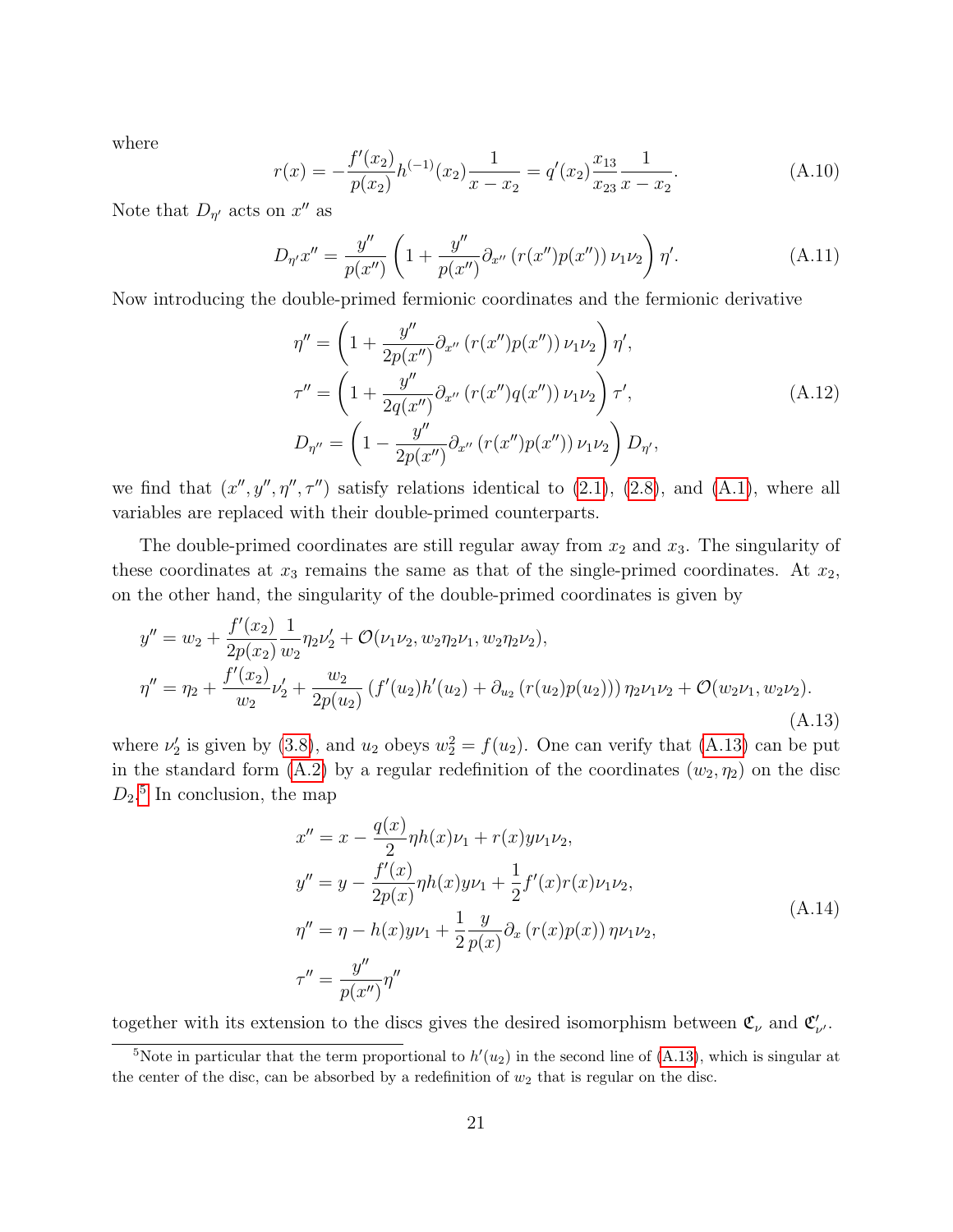where

$$r(x) = -\frac{f'(x_2)}{p(x_2)} h^{(-1)}(x_2) \frac{1}{x - x_2} = q'(x_2) \frac{x_{13}}{x_{23}} \frac{1}{x - x_2}. \tag{A.10}$$

Note that $D_{\eta'}$ acts on $x''$ as

$$D_{\eta'} x'' = \frac{y''}{p(x'')} \left( 1 + \frac{y''}{p(x'')} \partial_{x''} \left( r(x'') p(x'') \right) \nu_1 \nu_2 \right) \eta'. \tag{A.11}$$

Now introducing the double-primed fermionic coordinates and the fermionic derivative

$$\begin{aligned}
\eta'' &= \left( 1 + \frac{y''}{2p(x'')} \partial_{x''} \left( r(x'') p(x'') \right) \nu_1 \nu_2 \right) \eta', \\
\tau'' &= \left( 1 + \frac{y''}{2q(x'')} \partial_{x''} \left( r(x'') q(x'') \right) \nu_1 \nu_2 \right) \tau', \\
D_{\eta''} &= \left( 1 - \frac{y''}{2p(x'')} \partial_{x''} \left( r(x'') p(x'') \right) \nu_1 \nu_2 \right) D_{\eta'},
\end{aligned} \tag{A.12}$$

we find that $(x'', y'', \eta'', \tau'')$ satisfy relations identical to (2.1), (2.8), and (A.1), where all variables are replaced with their double-primed counterparts.

The double-primed coordinates are still regular away from $x_2$ and $x_3$. The singularity of these coordinates at $x_3$ remains the same as that of the single-primed coordinates. At $x_2$, on the other hand, the singularity of the double-primed coordinates is given by

$$\begin{aligned}
y'' &= w_2 + \frac{f'(x_2)}{2p(x_2)} \frac{1}{w_2} \eta_2 \nu_2' + \mathcal{O}(\nu_1 \nu_2, w_2 \eta_2 \nu_1, w_2 \eta_2 \nu_2), \\
\eta'' &= \eta_2 + \frac{f'(x_2)}{w_2} \nu_2' + \frac{w_2}{2p(u_2)} \left( f'(u_2) h'(u_2) + \partial_{u_2} \left( r(u_2) p(u_2) \right) \right) \eta_2 \nu_1 \nu_2 + \mathcal{O}(w_2 \nu_1, w_2 \nu_2).
\end{aligned} \tag{A.13}$$

where $\nu_2'$ is given by (3.8), and $u_2$ obeys $w_2^2 = f(u_2)$. One can verify that (A.13) can be put in the standard form (A.2) by a regular redefinition of the coordinates $(w_2, \eta_2)$ on the disc $D_2$.[5] In conclusion, the map

$$\begin{aligned}
x'' &= x - \frac{q(x)}{2} \eta h(x) \nu_1 + r(x) y \nu_1 \nu_2, \\
y'' &= y - \frac{f'(x)}{2p(x)} \eta h(x) y \nu_1 + \frac{1}{2} f'(x) r(x) \nu_1 \nu_2, \\
\eta'' &= \eta - h(x) y \nu_1 + \frac{1}{2} \frac{y}{p(x)} \partial_x \left( r(x) p(x) \right) \eta \nu_1 \nu_2, \\
\tau'' &= \frac{y''}{p(x'')} \eta''
\end{aligned} \tag{A.14}$$

together with its extension to the discs gives the desired isomorphism between $\mathfrak{C}_\nu$ and $\mathfrak{C}'_{\nu'}$.

[5] Note in particular that the term proportional to $h'(u_2)$ in the second line of (A.13), which is singular at the center of the disc, can be absorbed by a redefinition of $w_2$ that is regular on the disc.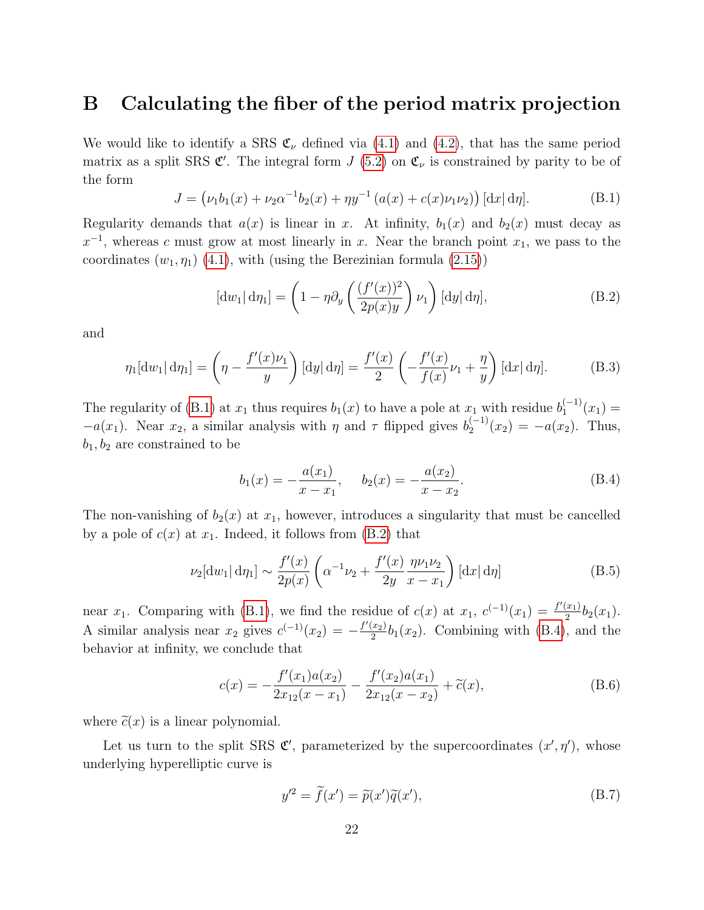# B Calculating the fiber of the period matrix projection

We would like to identify a SRS $\mathfrak{C}_\nu$ defined via (4.1) and (4.2), that has the same period matrix as a split SRS $\mathfrak{C}'$. The integral form $J$ (5.2) on $\mathfrak{C}_\nu$ is constrained by parity to be of the form

$$J = \left(\nu_1 b_1(x) + \nu_2 \alpha^{-1} b_2(x) + \eta y^{-1}\left(a(x) + c(x)\nu_1\nu_2\right)\right)[\mathrm{d}x|\,\mathrm{d}\eta]. \tag{B.1}$$

Regularity demands that $a(x)$ is linear in $x$. At infinity, $b_1(x)$ and $b_2(x)$ must decay as $x^{-1}$, whereas $c$ must grow at most linearly in $x$. Near the branch point $x_1$, we pass to the coordinates $(w_1, \eta_1)$ (4.1), with (using the Berezinian formula (2.15))

$$[\mathrm{d}w_1|\,\mathrm{d}\eta_1] = \left(1 - \eta\partial_y\left(\frac{(f'(x))^2}{2p(x)y}\right)\nu_1\right)[\mathrm{d}y|\,\mathrm{d}\eta], \tag{B.2}$$

and

$$\eta_1[\mathrm{d}w_1|\,\mathrm{d}\eta_1] = \left(\eta - \frac{f'(x)\nu_1}{y}\right)[\mathrm{d}y|\,\mathrm{d}\eta] = \frac{f'(x)}{2}\left(-\frac{f'(x)}{f(x)}\nu_1 + \frac{\eta}{y}\right)[\mathrm{d}x|\,\mathrm{d}\eta]. \tag{B.3}$$

The regularity of (B.1) at $x_1$ thus requires $b_1(x)$ to have a pole at $x_1$ with residue $b_1^{(-1)}(x_1) = -a(x_1)$. Near $x_2$, a similar analysis with $\eta$ and $\tau$ flipped gives $b_2^{(-1)}(x_2) = -a(x_2)$. Thus, $b_1, b_2$ are constrained to be

$$b_1(x) = -\frac{a(x_1)}{x - x_1}, \qquad b_2(x) = -\frac{a(x_2)}{x - x_2}. \tag{B.4}$$

The non-vanishing of $b_2(x)$ at $x_1$, however, introduces a singularity that must be cancelled by a pole of $c(x)$ at $x_1$. Indeed, it follows from (B.2) that

$$\nu_2[\mathrm{d}w_1|\,\mathrm{d}\eta_1] \sim \frac{f'(x)}{2p(x)}\left(\alpha^{-1}\nu_2 + \frac{f'(x)}{2y}\frac{\eta\nu_1\nu_2}{x - x_1}\right)[\mathrm{d}x|\,\mathrm{d}\eta] \tag{B.5}$$

near $x_1$. Comparing with (B.1), we find the residue of $c(x)$ at $x_1$, $c^{(-1)}(x_1) = \frac{f'(x_1)}{2}b_2(x_1)$. A similar analysis near $x_2$ gives $c^{(-1)}(x_2) = -\frac{f'(x_2)}{2}b_1(x_2)$. Combining with (B.4), and the behavior at infinity, we conclude that

$$c(x) = -\frac{f'(x_1)a(x_2)}{2x_{12}(x - x_1)} - \frac{f'(x_2)a(x_1)}{2x_{12}(x - x_2)} + \widetilde{c}(x), \tag{B.6}$$

where $\widetilde{c}(x)$ is a linear polynomial.

Let us turn to the split SRS $\mathfrak{C}'$, parameterized by the supercoordinates $(x', \eta')$, whose underlying hyperelliptic curve is

$$y'^2 = \widetilde{f}(x') = \widetilde{p}(x')\widetilde{q}(x'), \tag{B.7}$$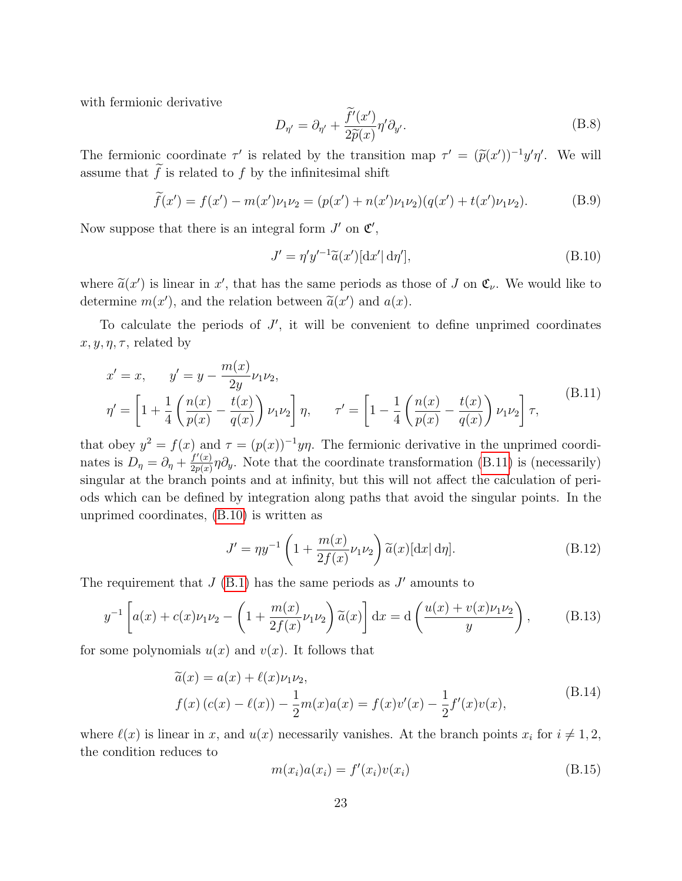with fermionic derivative

$$D_{\eta'} = \partial_{\eta'} + \frac{\widetilde{f}'(x')}{2\widetilde{p}(x)}\eta'\partial_{y'}. \tag{B.8}$$

The fermionic coordinate $\tau'$ is related by the transition map $\tau' = (\widetilde{p}(x'))^{-1}y'\eta'$. We will assume that $\widetilde{f}$ is related to $f$ by the infinitesimal shift

$$\widetilde{f}(x') = f(x') - m(x')\nu_1\nu_2 = (p(x') + n(x')\nu_1\nu_2)(q(x') + t(x')\nu_1\nu_2). \tag{B.9}$$

Now suppose that there is an integral form $J'$ on $\mathfrak{C}'$,

$$J' = \eta' y'^{-1}\widetilde{a}(x')[\mathrm{d}x'|\,\mathrm{d}\eta'], \tag{B.10}$$

where $\widetilde{a}(x')$ is linear in $x'$, that has the same periods as those of $J$ on $\mathfrak{C}_\nu$. We would like to determine $m(x')$, and the relation between $\widetilde{a}(x')$ and $a(x)$.

To calculate the periods of $J'$, it will be convenient to define unprimed coordinates $x, y, \eta, \tau$, related by

$$\begin{aligned}
&x' = x, \qquad y' = y - \frac{m(x)}{2y}\nu_1\nu_2, \\
&\eta' = \left[1 + \frac{1}{4}\left(\frac{n(x)}{p(x)} - \frac{t(x)}{q(x)}\right)\nu_1\nu_2\right]\eta, \qquad \tau' = \left[1 - \frac{1}{4}\left(\frac{n(x)}{p(x)} - \frac{t(x)}{q(x)}\right)\nu_1\nu_2\right]\tau,
\end{aligned} \tag{B.11}$$

that obey $y^2 = f(x)$ and $\tau = (p(x))^{-1}y\eta$. The fermionic derivative in the unprimed coordinates is $D_\eta = \partial_\eta + \frac{f'(x)}{2p(x)}\eta\partial_y$. Note that the coordinate transformation (B.11) is (necessarily) singular at the branch points and at infinity, but this will not affect the calculation of periods which can be defined by integration along paths that avoid the singular points. In the unprimed coordinates, (B.10) is written as

$$J' = \eta y^{-1}\left(1 + \frac{m(x)}{2f(x)}\nu_1\nu_2\right)\widetilde{a}(x)[\mathrm{d}x|\,\mathrm{d}\eta]. \tag{B.12}$$

The requirement that $J$ (B.1) has the same periods as $J'$ amounts to

$$y^{-1}\left[a(x) + c(x)\nu_1\nu_2 - \left(1 + \frac{m(x)}{2f(x)}\nu_1\nu_2\right)\widetilde{a}(x)\right]\mathrm{d}x = \mathrm{d}\left(\frac{u(x) + v(x)\nu_1\nu_2}{y}\right), \tag{B.13}$$

for some polynomials $u(x)$ and $v(x)$. It follows that

$$\begin{aligned}
&\widetilde{a}(x) = a(x) + \ell(x)\nu_1\nu_2, \\
&f(x)\left(c(x) - \ell(x)\right) - \frac{1}{2}m(x)a(x) = f(x)v'(x) - \frac{1}{2}f'(x)v(x),
\end{aligned} \tag{B.14}$$

where $\ell(x)$ is linear in $x$, and $u(x)$ necessarily vanishes. At the branch points $x_i$ for $i \neq 1, 2$, the condition reduces to

$$m(x_i)a(x_i) = f'(x_i)v(x_i) \tag{B.15}$$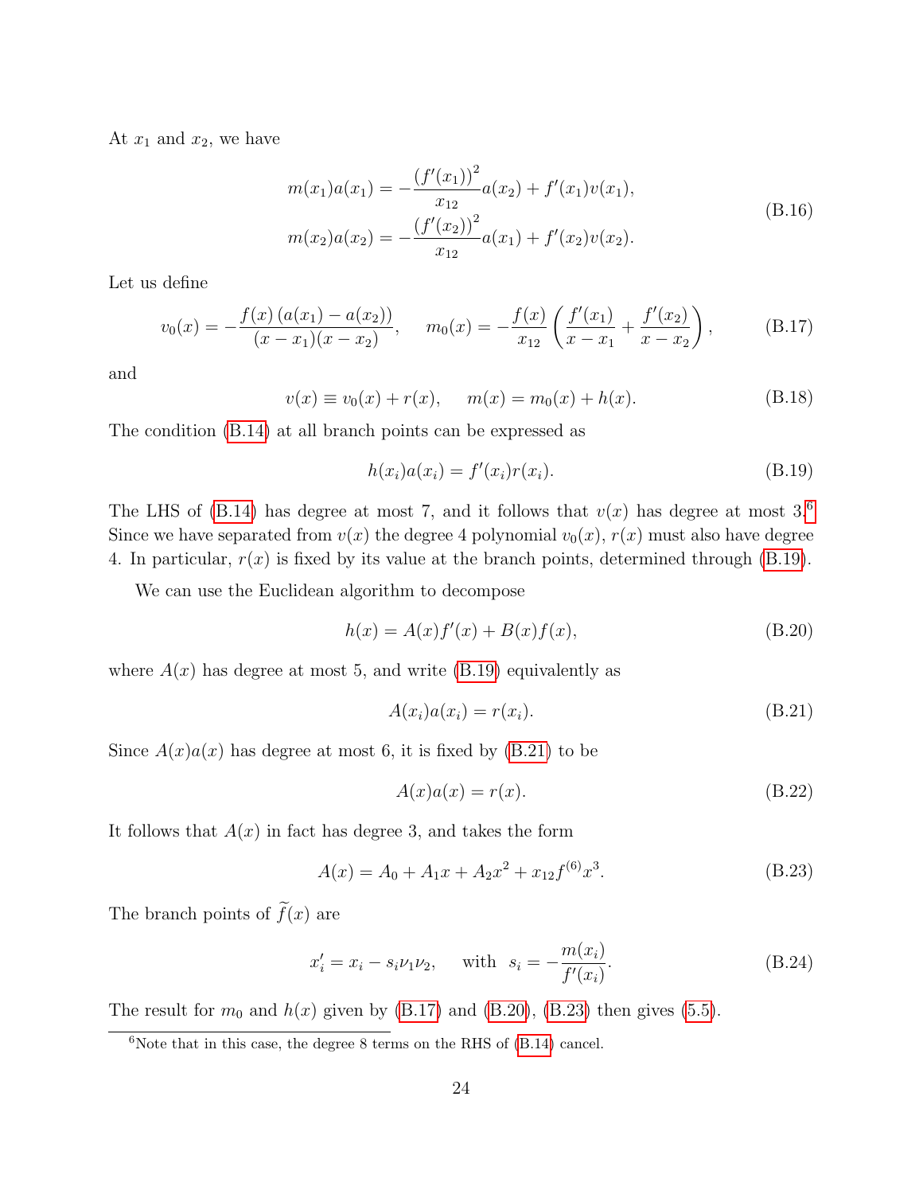At $x_1$ and $x_2$, we have

$$
\begin{aligned}
m(x_1)a(x_1) &= -\frac{\left(f'(x_1)\right)^2}{x_{12}}a(x_2) + f'(x_1)v(x_1), \\
m(x_2)a(x_2) &= -\frac{\left(f'(x_2)\right)^2}{x_{12}}a(x_1) + f'(x_2)v(x_2).
\end{aligned}
\tag{B.16}
$$

Let us define

$$
v_0(x) = -\frac{f(x)\left(a(x_1) - a(x_2)\right)}{(x-x_1)(x-x_2)}, \qquad m_0(x) = -\frac{f(x)}{x_{12}}\left(\frac{f'(x_1)}{x-x_1} + \frac{f'(x_2)}{x-x_2}\right),
\tag{B.17}
$$

and

$$
v(x) \equiv v_0(x) + r(x), \qquad m(x) = m_0(x) + h(x).
\tag{B.18}
$$

The condition (B.14) at all branch points can be expressed as

$$
h(x_i)a(x_i) = f'(x_i)r(x_i).
\tag{B.19}
$$

The LHS of (B.14) has degree at most 7, and it follows that $v(x)$ has degree at most 3.[6] Since we have separated from $v(x)$ the degree 4 polynomial $v_0(x)$, $r(x)$ must also have degree 4. In particular, $r(x)$ is fixed by its value at the branch points, determined through (B.19).

We can use the Euclidean algorithm to decompose

$$
h(x) = A(x)f'(x) + B(x)f(x),
\tag{B.20}
$$

where $A(x)$ has degree at most 5, and write (B.19) equivalently as

$$
A(x_i)a(x_i) = r(x_i).
\tag{B.21}
$$

Since $A(x)a(x)$ has degree at most 6, it is fixed by (B.21) to be

$$
A(x)a(x) = r(x).
\tag{B.22}
$$

It follows that $A(x)$ in fact has degree 3, and takes the form

$$
A(x) = A_0 + A_1 x + A_2 x^2 + x_{12} f^{(6)} x^3.
\tag{B.23}
$$

The branch points of $\widetilde{f}(x)$ are

$$
x_i' = x_i - s_i \nu_1 \nu_2, \qquad \text{with} \;\; s_i = -\frac{m(x_i)}{f'(x_i)}.
\tag{B.24}
$$

The result for $m_0$ and $h(x)$ given by (B.17) and (B.20), (B.23) then gives (5.5).

[6] Note that in this case, the degree 8 terms on the RHS of (B.14) cancel.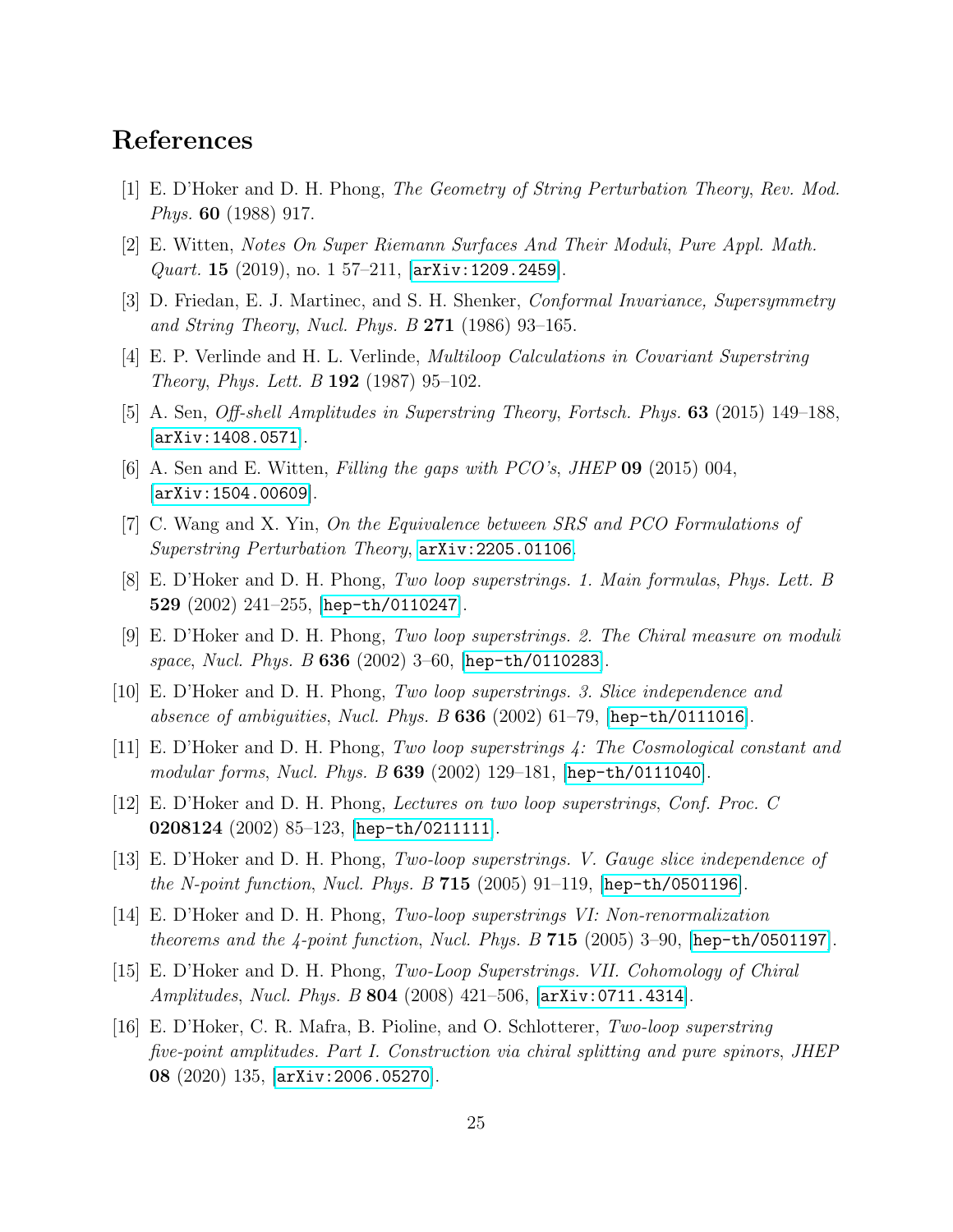# References

[1] E. D'Hoker and D. H. Phong, *The Geometry of String Perturbation Theory*, *Rev. Mod. Phys.* **60** (1988) 917.

[2] E. Witten, *Notes On Super Riemann Surfaces And Their Moduli*, *Pure Appl. Math. Quart.* **15** (2019), no. 1 57–211, [arXiv:1209.2459].

[3] D. Friedan, E. J. Martinec, and S. H. Shenker, *Conformal Invariance, Supersymmetry and String Theory*, *Nucl. Phys. B* **271** (1986) 93–165.

[4] E. P. Verlinde and H. L. Verlinde, *Multiloop Calculations in Covariant Superstring Theory*, *Phys. Lett. B* **192** (1987) 95–102.

[5] A. Sen, *Off-shell Amplitudes in Superstring Theory*, *Fortsch. Phys.* **63** (2015) 149–188, [arXiv:1408.0571].

[6] A. Sen and E. Witten, *Filling the gaps with PCO's*, *JHEP* **09** (2015) 004, [arXiv:1504.00609].

[7] C. Wang and X. Yin, *On the Equivalence between SRS and PCO Formulations of Superstring Perturbation Theory*, arXiv:2205.01106.

[8] E. D'Hoker and D. H. Phong, *Two loop superstrings. 1. Main formulas*, *Phys. Lett. B* **529** (2002) 241–255, [hep-th/0110247].

[9] E. D'Hoker and D. H. Phong, *Two loop superstrings. 2. The Chiral measure on moduli space*, *Nucl. Phys. B* **636** (2002) 3–60, [hep-th/0110283].

[10] E. D'Hoker and D. H. Phong, *Two loop superstrings. 3. Slice independence and absence of ambiguities*, *Nucl. Phys. B* **636** (2002) 61–79, [hep-th/0111016].

[11] E. D'Hoker and D. H. Phong, *Two loop superstrings 4: The Cosmological constant and modular forms*, *Nucl. Phys. B* **639** (2002) 129–181, [hep-th/0111040].

[12] E. D'Hoker and D. H. Phong, *Lectures on two loop superstrings*, *Conf. Proc. C* **0208124** (2002) 85–123, [hep-th/0211111].

[13] E. D'Hoker and D. H. Phong, *Two-loop superstrings. V. Gauge slice independence of the N-point function*, *Nucl. Phys. B* **715** (2005) 91–119, [hep-th/0501196].

[14] E. D'Hoker and D. H. Phong, *Two-loop superstrings VI: Non-renormalization theorems and the 4-point function*, *Nucl. Phys. B* **715** (2005) 3–90, [hep-th/0501197].

[15] E. D'Hoker and D. H. Phong, *Two-Loop Superstrings. VII. Cohomology of Chiral Amplitudes*, *Nucl. Phys. B* **804** (2008) 421–506, [arXiv:0711.4314].

[16] E. D'Hoker, C. R. Mafra, B. Pioline, and O. Schlotterer, *Two-loop superstring five-point amplitudes. Part I. Construction via chiral splitting and pure spinors*, *JHEP* **08** (2020) 135, [arXiv:2006.05270].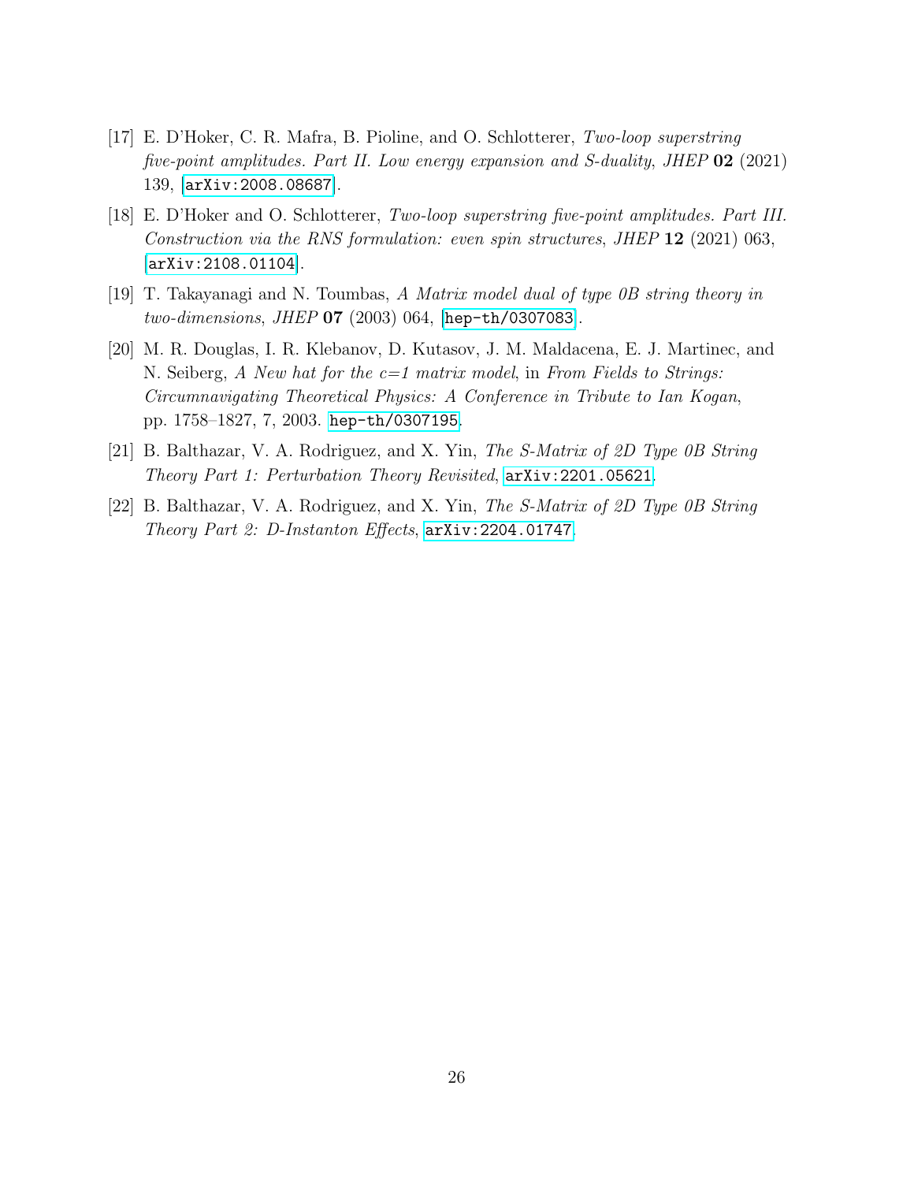[17] E. D'Hoker, C. R. Mafra, B. Pioline, and O. Schlotterer, *Two-loop superstring five-point amplitudes. Part II. Low energy expansion and S-duality*, *JHEP* **02** (2021) 139, [arXiv:2008.08687].

[18] E. D'Hoker and O. Schlotterer, *Two-loop superstring five-point amplitudes. Part III. Construction via the RNS formulation: even spin structures*, *JHEP* **12** (2021) 063, [arXiv:2108.01104].

[19] T. Takayanagi and N. Toumbas, *A Matrix model dual of type 0B string theory in two-dimensions*, *JHEP* **07** (2003) 064, [hep-th/0307083].

[20] M. R. Douglas, I. R. Klebanov, D. Kutasov, J. M. Maldacena, E. J. Martinec, and N. Seiberg, *A New hat for the c=1 matrix model*, in *From Fields to Strings: Circumnavigating Theoretical Physics: A Conference in Tribute to Ian Kogan*, pp. 1758–1827, 7, 2003. hep-th/0307195.

[21] B. Balthazar, V. A. Rodriguez, and X. Yin, *The S-Matrix of 2D Type 0B String Theory Part 1: Perturbation Theory Revisited*, arXiv:2201.05621.

[22] B. Balthazar, V. A. Rodriguez, and X. Yin, *The S-Matrix of 2D Type 0B String Theory Part 2: D-Instanton Effects*, arXiv:2204.01747.